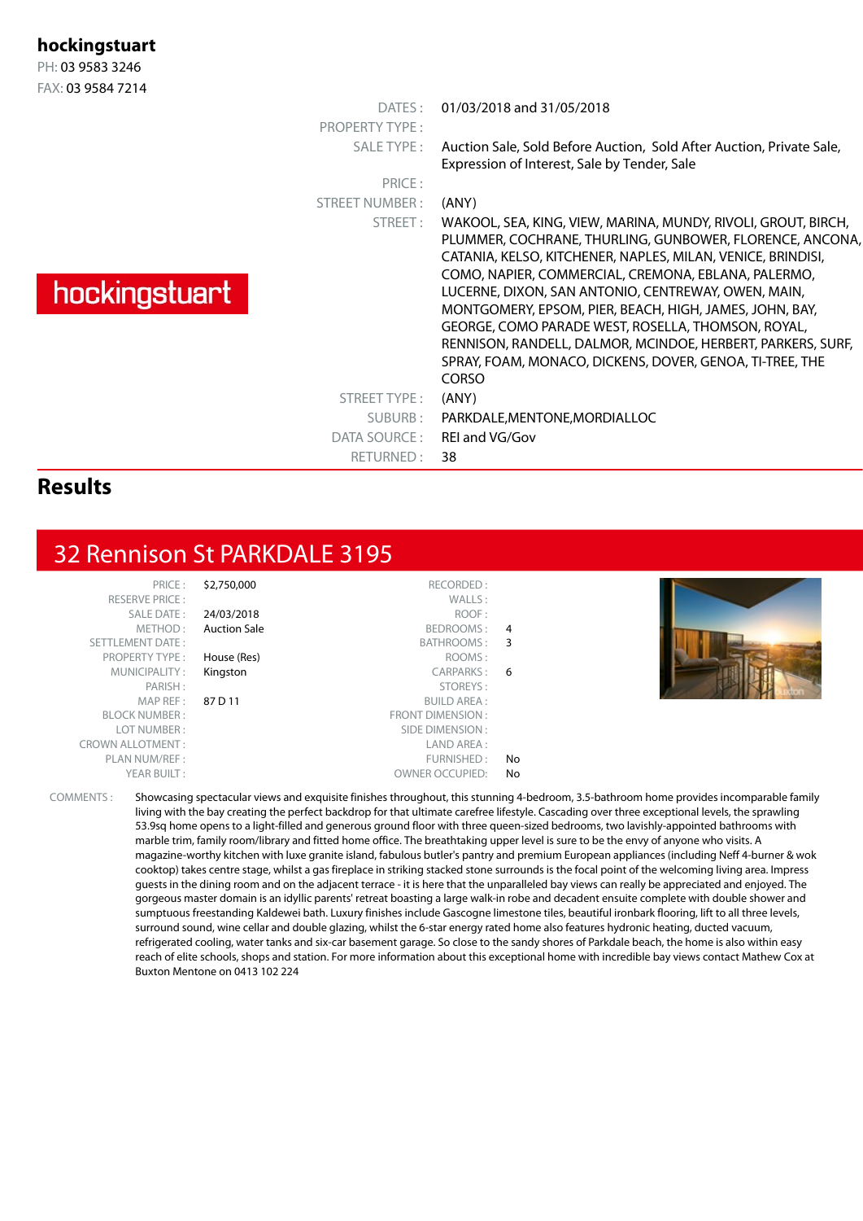**hockingstuart**
PH: 03 9583 3246
FAX: 03 9584 7214

hockingstuart

| | |
|---|---|
| DATES : | 01/03/2018 and 31/05/2018 |
| PROPERTY TYPE : | |
| SALE TYPE : | Auction Sale, Sold Before Auction, Sold After Auction, Private Sale, Expression of Interest, Sale by Tender, Sale |
| PRICE : | |
| STREET NUMBER : | (ANY) |
| STREET : | WAKOOL, SEA, KING, VIEW, MARINA, MUNDY, RIVOLI, GROUT, BIRCH, PLUMMER, COCHRANE, THURLING, GUNBOWER, FLORENCE, ANCONA, CATANIA, KELSO, KITCHENER, NAPLES, MILAN, VENICE, BRINDISI, COMO, NAPIER, COMMERCIAL, CREMONA, EBLANA, PALERMO, LUCERNE, DIXON, SAN ANTONIO, CENTREWAY, OWEN, MAIN, MONTGOMERY, EPSOM, PIER, BEACH, HIGH, JAMES, JOHN, BAY, GEORGE, COMO PARADE WEST, ROSELLA, THOMSON, ROYAL, RENNISON, RANDELL, DALMOR, MCINDOE, HERBERT, PARKERS, SURF, SPRAY, FOAM, MONACO, DICKENS, DOVER, GENOA, TI-TREE, THE CORSO |
| STREET TYPE : | (ANY) |
| SUBURB : | PARKDALE,MENTONE,MORDIALLOC |
| DATA SOURCE : | REI and VG/Gov |
| RETURNED : | 38 |

# Results

## 32 Rennison St PARKDALE 3195

| | | | |
|---|---|---|---|
| PRICE : | $2,750,000 | RECORDED : | |
| RESERVE PRICE : | | WALLS : | |
| SALE DATE : | 24/03/2018 | ROOF : | |
| METHOD : | Auction Sale | BEDROOMS : | 4 |
| SETTLEMENT DATE : | | BATHROOMS : | 3 |
| PROPERTY TYPE : | House (Res) | ROOMS : | |
| MUNICIPALITY : | Kingston | CARPARKS : | 6 |
| PARISH : | | STOREYS : | |
| MAP REF : | 87 D 11 | BUILD AREA : | |
| BLOCK NUMBER : | | FRONT DIMENSION : | |
| LOT NUMBER : | | SIDE DIMENSION : | |
| CROWN ALLOTMENT : | | LAND AREA : | |
| PLAN NUM/REF : | | FURNISHED : | No |
| YEAR BUILT : | | OWNER OCCUPIED: | No |

COMMENTS : Showcasing spectacular views and exquisite finishes throughout, this stunning 4-bedroom, 3.5-bathroom home provides incomparable family living with the bay creating the perfect backdrop for that ultimate carefree lifestyle. Cascading over three exceptional levels, the sprawling 53.9sq home opens to a light-filled and generous ground floor with three queen-sized bedrooms, two lavishly-appointed bathrooms with marble trim, family room/library and fitted home office. The breathtaking upper level is sure to be the envy of anyone who visits. A magazine-worthy kitchen with luxe granite island, fabulous butler's pantry and premium European appliances (including Neff 4-burner & wok cooktop) takes centre stage, whilst a gas fireplace in striking stacked stone surrounds is the focal point of the welcoming living area. Impress guests in the dining room and on the adjacent terrace - it is here that the unparalleled bay views can really be appreciated and enjoyed. The gorgeous master domain is an idyllic parents' retreat boasting a large walk-in robe and decadent ensuite complete with double shower and sumptuous freestanding Kaldewei bath. Luxury finishes include Gascogne limestone tiles, beautiful ironbark flooring, lift to all three levels, surround sound, wine cellar and double glazing, whilst the 6-star energy rated home also features hydronic heating, ducted vacuum, refrigerated cooling, water tanks and six-car basement garage. So close to the sandy shores of Parkdale beach, the home is also within easy reach of elite schools, shops and station. For more information about this exceptional home with incredible bay views contact Mathew Cox at Buxton Mentone on 0413 102 224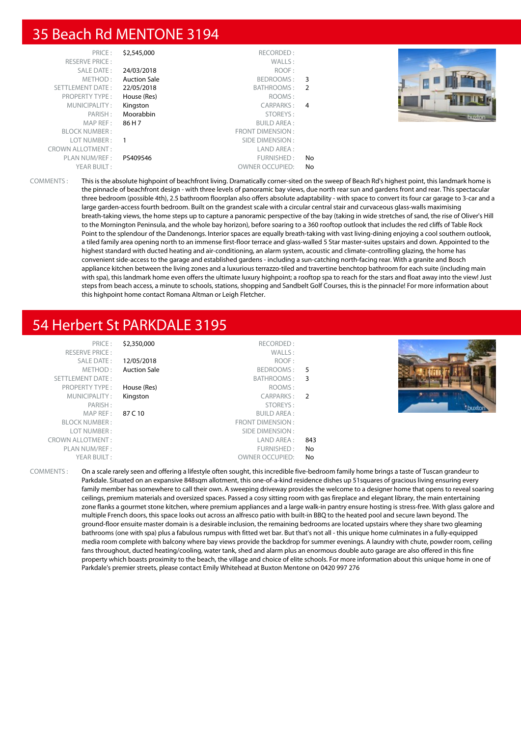## 35 Beach Rd MENTONE 3194

| | | | |
|---|---|---|---|
| PRICE : | $2,545,000 | RECORDED : | |
| RESERVE PRICE : | | WALLS : | |
| SALE DATE : | 24/03/2018 | ROOF : | |
| METHOD : | Auction Sale | BEDROOMS : | 3 |
| SETTLEMENT DATE : | 22/05/2018 | BATHROOMS : | 2 |
| PROPERTY TYPE : | House (Res) | ROOMS : | |
| MUNICIPALITY : | Kingston | CARPARKS : | 4 |
| PARISH : | Moorabbin | STOREYS : | |
| MAP REF : | 86 H 7 | BUILD AREA : | |
| BLOCK NUMBER : | | FRONT DIMENSION : | |
| LOT NUMBER : | 1 | SIDE DIMENSION : | |
| CROWN ALLOTMENT : | | LAND AREA : | |
| PLAN NUM/REF : | PS409546 | FURNISHED : | No |
| YEAR BUILT : | | OWNER OCCUPIED: | No |

COMMENTS : This is the absolute highpoint of beachfront living. Dramatically corner-sited on the sweep of Beach Rd's highest point, this landmark home is the pinnacle of beachfront design - with three levels of panoramic bay views, due north rear sun and gardens front and rear. This spectacular three bedroom (possible 4th), 2.5 bathroom floorplan also offers absolute adaptability - with space to convert its four car garage to 3-car and a large garden-access fourth bedroom. Built on the grandest scale with a circular central stair and curvaceous glass-walls maximising breath-taking views, the home steps up to capture a panoramic perspective of the bay (taking in wide stretches of sand, the rise of Oliver's Hill to the Mornington Peninsula, and the whole bay horizon), before soaring to a 360 rooftop outlook that includes the red cliffs of Table Rock Point to the splendour of the Dandenongs. Interior spaces are equally breath-taking with vast living-dining enjoying a cool southern outlook, a tiled family area opening north to an immense first-floor terrace and glass-walled 5 Star master-suites upstairs and down. Appointed to the highest standard with ducted heating and air-conditioning, an alarm system, acoustic and climate-controlling glazing, the home has convenient side-access to the garage and established gardens - including a sun-catching north-facing rear. With a granite and Bosch appliance kitchen between the living zones and a luxurious terrazzo-tiled and travertine benchtop bathroom for each suite (including main with spa), this landmark home even offers the ultimate luxury highpoint; a rooftop spa to reach for the stars and float away into the view! Just steps from beach access, a minute to schools, stations, shopping and Sandbelt Golf Courses, this is the pinnacle! For more information about this highpoint home contact Romana Altman or Leigh Fletcher.

## 54 Herbert St PARKDALE 3195

| | | | |
|---|---|---|---|
| PRICE : | $2,350,000 | RECORDED : | |
| RESERVE PRICE : | | WALLS : | |
| SALE DATE : | 12/05/2018 | ROOF : | |
| METHOD : | Auction Sale | BEDROOMS : | 5 |
| SETTLEMENT DATE : | | BATHROOMS : | 3 |
| PROPERTY TYPE : | House (Res) | ROOMS : | |
| MUNICIPALITY : | Kingston | CARPARKS : | 2 |
| PARISH : | | STOREYS : | |
| MAP REF : | 87 C 10 | BUILD AREA : | |
| BLOCK NUMBER : | | FRONT DIMENSION : | |
| LOT NUMBER : | | SIDE DIMENSION : | |
| CROWN ALLOTMENT : | | LAND AREA : | 843 |
| PLAN NUM/REF : | | FURNISHED : | No |
| YEAR BUILT : | | OWNER OCCUPIED: | No |

COMMENTS : On a scale rarely seen and offering a lifestyle often sought, this incredible five-bedroom family home brings a taste of Tuscan grandeur to Parkdale. Situated on an expansive 848sqm allotment, this one-of-a-kind residence dishes up 51squares of gracious living ensuring every family member has somewhere to call their own. A sweeping driveway provides the welcome to a designer home that opens to reveal soaring ceilings, premium materials and oversized spaces. Passed a cosy sitting room with gas fireplace and elegant library, the main entertaining zone flanks a gourmet stone kitchen, where premium appliances and a large walk-in pantry ensure hosting is stress-free. With glass galore and multiple French doors, this space looks out across an alfresco patio with built-in BBQ to the heated pool and secure lawn beyond. The ground-floor ensuite master domain is a desirable inclusion, the remaining bedrooms are located upstairs where they share two gleaming bathrooms (one with spa) plus a fabulous rumpus with fitted wet bar. But that's not all - this unique home culminates in a fully-equipped media room complete with balcony where bay views provide the backdrop for summer evenings. A laundry with chute, powder room, ceiling fans throughout, ducted heating/cooling, water tank, shed and alarm plus an enormous double auto garage are also offered in this fine property which boasts proximity to the beach, the village and choice of elite schools. For more information about this unique home in one of Parkdale's premier streets, please contact Emily Whitehead at Buxton Mentone on 0420 997 276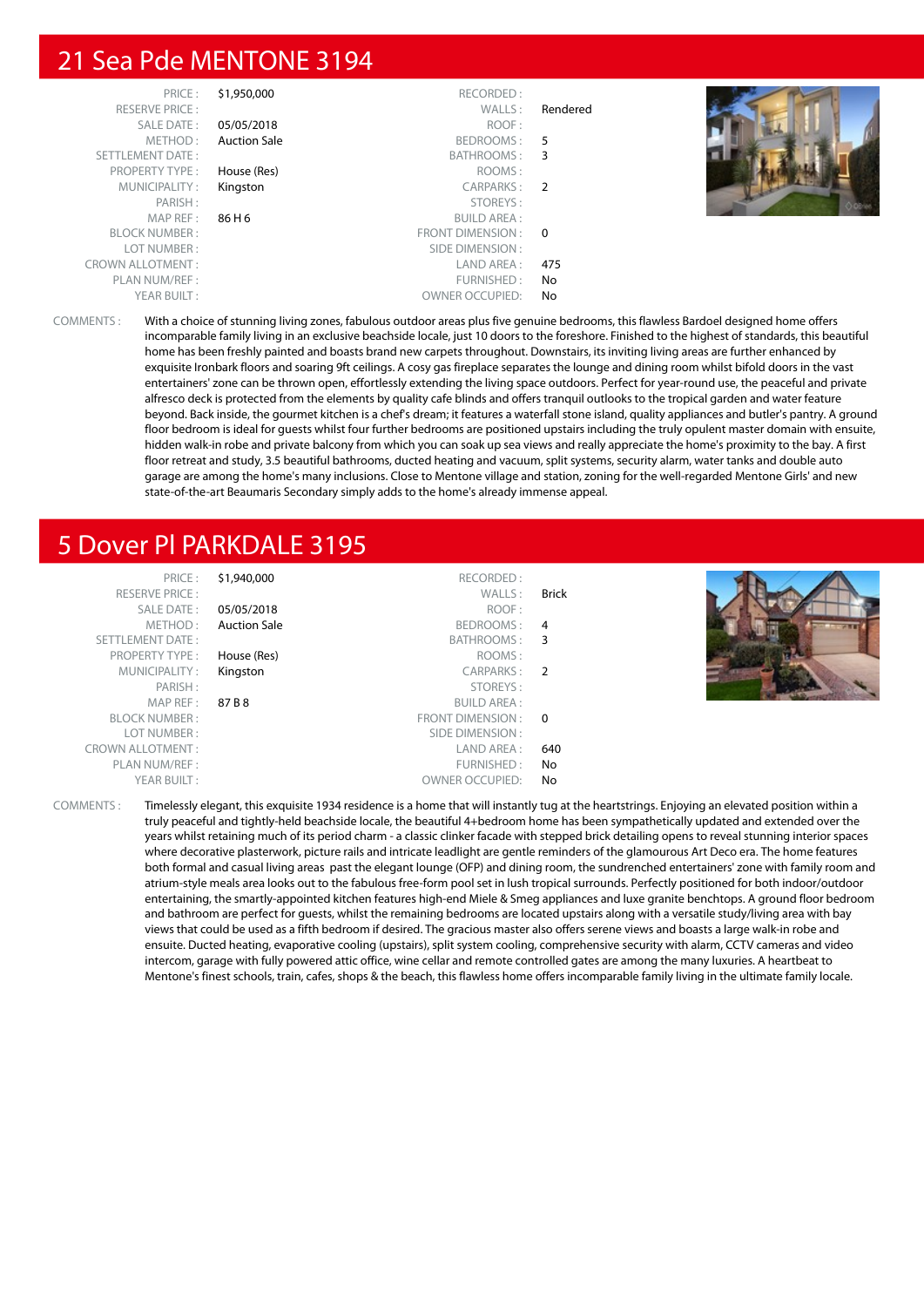# 21 Sea Pde MENTONE 3194

| | | | |
|---|---|---|---|
| PRICE : | $1,950,000 | RECORDED : | |
| RESERVE PRICE : | | WALLS : | Rendered |
| SALE DATE : | 05/05/2018 | ROOF : | |
| METHOD : | Auction Sale | BEDROOMS : | 5 |
| SETTLEMENT DATE : | | BATHROOMS : | 3 |
| PROPERTY TYPE : | House (Res) | ROOMS : | |
| MUNICIPALITY : | Kingston | CARPARKS : | 2 |
| PARISH : | | STOREYS : | |
| MAP REF : | 86 H 6 | BUILD AREA : | |
| BLOCK NUMBER : | | FRONT DIMENSION : | 0 |
| LOT NUMBER : | | SIDE DIMENSION : | |
| CROWN ALLOTMENT : | | LAND AREA : | 475 |
| PLAN NUM/REF : | | FURNISHED : | No |
| YEAR BUILT : | | OWNER OCCUPIED: | No |

COMMENTS : With a choice of stunning living zones, fabulous outdoor areas plus five genuine bedrooms, this flawless Bardoel designed home offers incomparable family living in an exclusive beachside locale, just 10 doors to the foreshore. Finished to the highest of standards, this beautiful home has been freshly painted and boasts brand new carpets throughout. Downstairs, its inviting living areas are further enhanced by exquisite Ironbark floors and soaring 9ft ceilings. A cosy gas fireplace separates the lounge and dining room whilst bifold doors in the vast entertainers' zone can be thrown open, effortlessly extending the living space outdoors. Perfect for year-round use, the peaceful and private alfresco deck is protected from the elements by quality cafe blinds and offers tranquil outlooks to the tropical garden and water feature beyond. Back inside, the gourmet kitchen is a chef's dream; it features a waterfall stone island, quality appliances and butler's pantry. A ground floor bedroom is ideal for guests whilst four further bedrooms are positioned upstairs including the truly opulent master domain with ensuite, hidden walk-in robe and private balcony from which you can soak up sea views and really appreciate the home's proximity to the bay. A first floor retreat and study, 3.5 beautiful bathrooms, ducted heating and vacuum, split systems, security alarm, water tanks and double auto garage are among the home's many inclusions. Close to Mentone village and station, zoning for the well-regarded Mentone Girls' and new state-of-the-art Beaumaris Secondary simply adds to the home's already immense appeal.

# 5 Dover Pl PARKDALE 3195

| | | | |
|---|---|---|---|
| PRICE : | $1,940,000 | RECORDED : | |
| RESERVE PRICE : | | WALLS : | Brick |
| SALE DATE : | 05/05/2018 | ROOF : | |
| METHOD : | Auction Sale | BEDROOMS : | 4 |
| SETTLEMENT DATE : | | BATHROOMS : | 3 |
| PROPERTY TYPE : | House (Res) | ROOMS : | |
| MUNICIPALITY : | Kingston | CARPARKS : | 2 |
| PARISH : | | STOREYS : | |
| MAP REF : | 87 B 8 | BUILD AREA : | |
| BLOCK NUMBER : | | FRONT DIMENSION : | 0 |
| LOT NUMBER : | | SIDE DIMENSION : | |
| CROWN ALLOTMENT : | | LAND AREA : | 640 |
| PLAN NUM/REF : | | FURNISHED : | No |
| YEAR BUILT : | | OWNER OCCUPIED: | No |

COMMENTS : Timelessly elegant, this exquisite 1934 residence is a home that will instantly tug at the heartstrings. Enjoying an elevated position within a truly peaceful and tightly-held beachside locale, the beautiful 4+bedroom home has been sympathetically updated and extended over the years whilst retaining much of its period charm - a classic clinker facade with stepped brick detailing opens to reveal stunning interior spaces where decorative plasterwork, picture rails and intricate leadlight are gentle reminders of the glamourous Art Deco era. The home features both formal and casual living areas past the elegant lounge (OFP) and dining room, the sundrenched entertainers' zone with family room and atrium-style meals area looks out to the fabulous free-form pool set in lush tropical surrounds. Perfectly positioned for both indoor/outdoor entertaining, the smartly-appointed kitchen features high-end Miele & Smeg appliances and luxe granite benchtops. A ground floor bedroom and bathroom are perfect for guests, whilst the remaining bedrooms are located upstairs along with a versatile study/living area with bay views that could be used as a fifth bedroom if desired. The gracious master also offers serene views and boasts a large walk-in robe and ensuite. Ducted heating, evaporative cooling (upstairs), split system cooling, comprehensive security with alarm, CCTV cameras and video intercom, garage with fully powered attic office, wine cellar and remote controlled gates are among the many luxuries. A heartbeat to Mentone's finest schools, train, cafes, shops & the beach, this flawless home offers incomparable family living in the ultimate family locale.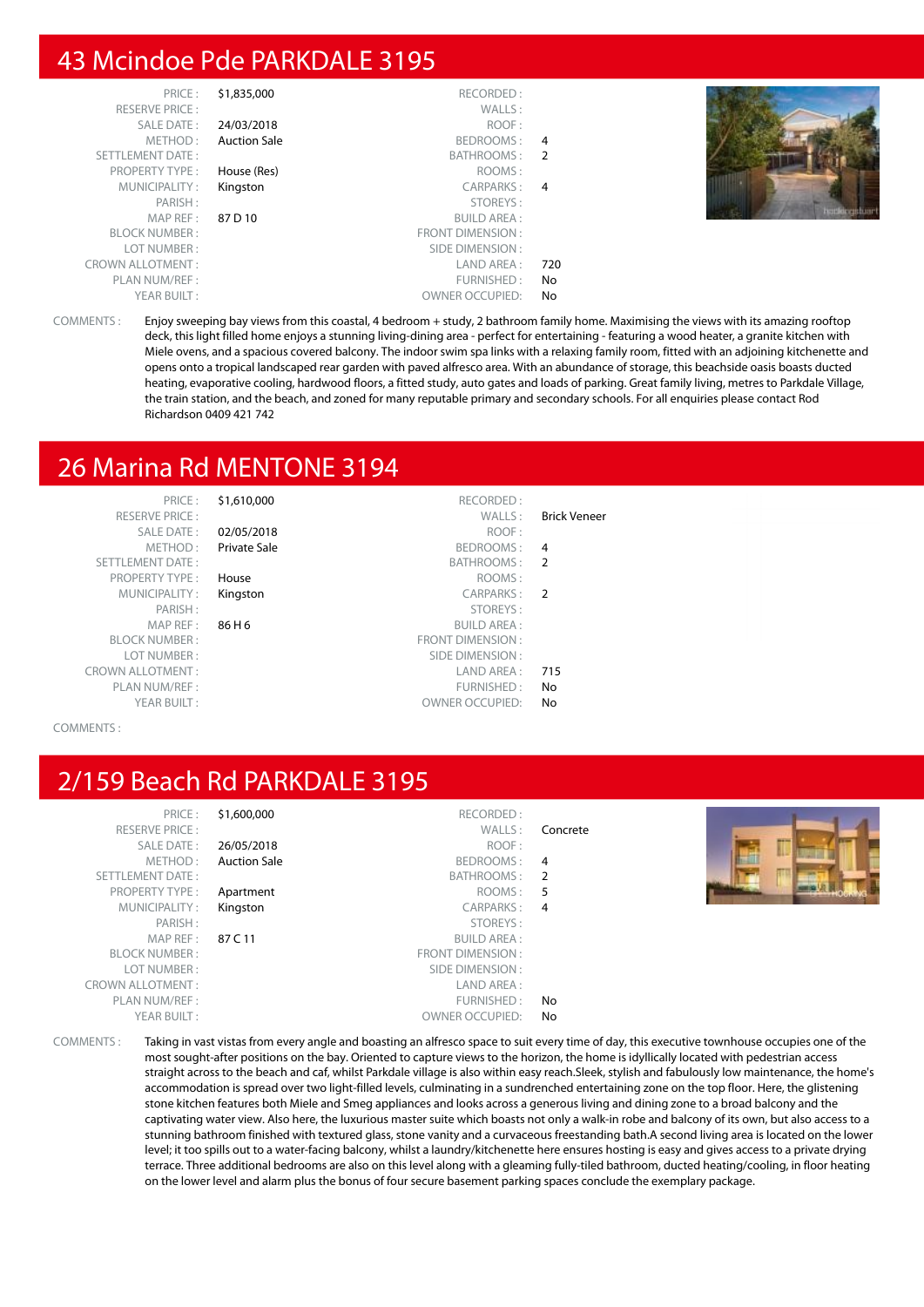## 43 Mcindoe Pde PARKDALE 3195

| | | | |
|---|---|---|---|
| PRICE : | $1,835,000 | RECORDED : | |
| RESERVE PRICE : | | WALLS : | |
| SALE DATE : | 24/03/2018 | ROOF : | |
| METHOD : | Auction Sale | BEDROOMS : | 4 |
| SETTLEMENT DATE : | | BATHROOMS : | 2 |
| PROPERTY TYPE : | House (Res) | ROOMS : | |
| MUNICIPALITY : | Kingston | CARPARKS : | 4 |
| PARISH : | | STOREYS : | |
| MAP REF : | 87 D 10 | BUILD AREA : | |
| BLOCK NUMBER : | | FRONT DIMENSION : | |
| LOT NUMBER : | | SIDE DIMENSION : | |
| CROWN ALLOTMENT : | | LAND AREA : | 720 |
| PLAN NUM/REF : | | FURNISHED : | No |
| YEAR BUILT : | | OWNER OCCUPIED: | No |

COMMENTS : Enjoy sweeping bay views from this coastal, 4 bedroom + study, 2 bathroom family home. Maximising the views with its amazing rooftop deck, this light filled home enjoys a stunning living-dining area - perfect for entertaining - featuring a wood heater, a granite kitchen with Miele ovens, and a spacious covered balcony. The indoor swim spa links with a relaxing family room, fitted with an adjoining kitchenette and opens onto a tropical landscaped rear garden with paved alfresco area. With an abundance of storage, this beachside oasis boasts ducted heating, evaporative cooling, hardwood floors, a fitted study, auto gates and loads of parking. Great family living, metres to Parkdale Village, the train station, and the beach, and zoned for many reputable primary and secondary schools. For all enquiries please contact Rod Richardson 0409 421 742

## 26 Marina Rd MENTONE 3194

| | | | |
|---|---|---|---|
| PRICE : | $1,610,000 | RECORDED : | |
| RESERVE PRICE : | | WALLS : | Brick Veneer |
| SALE DATE : | 02/05/2018 | ROOF : | |
| METHOD : | Private Sale | BEDROOMS : | 4 |
| SETTLEMENT DATE : | | BATHROOMS : | 2 |
| PROPERTY TYPE : | House | ROOMS : | |
| MUNICIPALITY : | Kingston | CARPARKS : | 2 |
| PARISH : | | STOREYS : | |
| MAP REF : | 86 H 6 | BUILD AREA : | |
| BLOCK NUMBER : | | FRONT DIMENSION : | |
| LOT NUMBER : | | SIDE DIMENSION : | |
| CROWN ALLOTMENT : | | LAND AREA : | 715 |
| PLAN NUM/REF : | | FURNISHED : | No |
| YEAR BUILT : | | OWNER OCCUPIED: | No |

COMMENTS :

## 2/159 Beach Rd PARKDALE 3195

| | | | |
|---|---|---|---|
| PRICE : | $1,600,000 | RECORDED : | |
| RESERVE PRICE : | | WALLS : | Concrete |
| SALE DATE : | 26/05/2018 | ROOF : | |
| METHOD : | Auction Sale | BEDROOMS : | 4 |
| SETTLEMENT DATE : | | BATHROOMS : | 2 |
| PROPERTY TYPE : | Apartment | ROOMS : | 5 |
| MUNICIPALITY : | Kingston | CARPARKS : | 4 |
| PARISH : | | STOREYS : | |
| MAP REF : | 87 C 11 | BUILD AREA : | |
| BLOCK NUMBER : | | FRONT DIMENSION : | |
| LOT NUMBER : | | SIDE DIMENSION : | |
| CROWN ALLOTMENT : | | LAND AREA : | |
| PLAN NUM/REF : | | FURNISHED : | No |
| YEAR BUILT : | | OWNER OCCUPIED: | No |

COMMENTS : Taking in vast vistas from every angle and boasting an alfresco space to suit every time of day, this executive townhouse occupies one of the most sought-after positions on the bay. Oriented to capture views to the horizon, the home is idyllically located with pedestrian access straight across to the beach and caf, whilst Parkdale village is also within easy reach.Sleek, stylish and fabulously low maintenance, the home's accommodation is spread over two light-filled levels, culminating in a sundrenched entertaining zone on the top floor. Here, the glistening stone kitchen features both Miele and Smeg appliances and looks across a generous living and dining zone to a broad balcony and the captivating water view. Also here, the luxurious master suite which boasts not only a walk-in robe and balcony of its own, but also access to a stunning bathroom finished with textured glass, stone vanity and a curvaceous freestanding bath.A second living area is located on the lower level; it too spills out to a water-facing balcony, whilst a laundry/kitchenette here ensures hosting is easy and gives access to a private drying terrace. Three additional bedrooms are also on this level along with a gleaming fully-tiled bathroom, ducted heating/cooling, in floor heating on the lower level and alarm plus the bonus of four secure basement parking spaces conclude the exemplary package.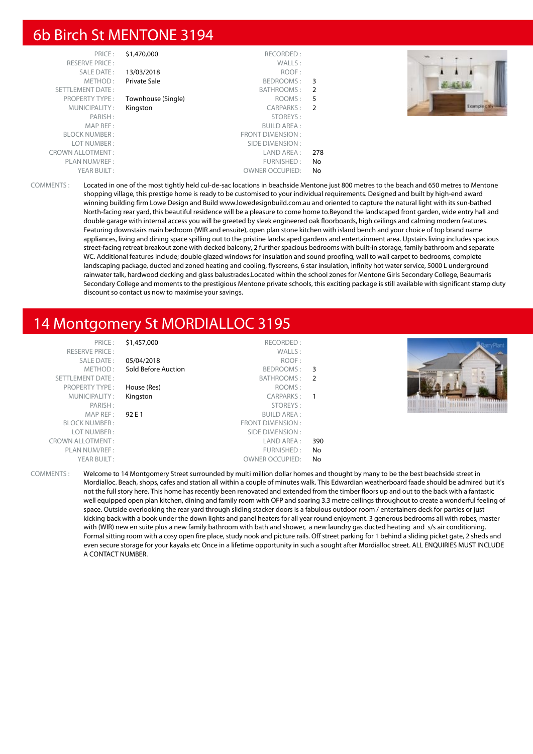## 6b Birch St MENTONE 3194

| | | | |
|---|---|---|---|
| PRICE : | $1,470,000 | RECORDED : | |
| RESERVE PRICE : | | WALLS : | |
| SALE DATE : | 13/03/2018 | ROOF : | |
| METHOD : | Private Sale | BEDROOMS : | 3 |
| SETTLEMENT DATE : | | BATHROOMS : | 2 |
| PROPERTY TYPE : | Townhouse (Single) | ROOMS : | 5 |
| MUNICIPALITY : | Kingston | CARPARKS : | 2 |
| PARISH : | | STOREYS : | |
| MAP REF : | | BUILD AREA : | |
| BLOCK NUMBER : | | FRONT DIMENSION : | |
| LOT NUMBER : | | SIDE DIMENSION : | |
| CROWN ALLOTMENT : | | LAND AREA : | 278 |
| PLAN NUM/REF : | | FURNISHED : | No |
| YEAR BUILT : | | OWNER OCCUPIED: | No |

COMMENTS : Located in one of the most tightly held cul-de-sac locations in beachside Mentone just 800 metres to the beach and 650 metres to Mentone shopping village, this prestige home is ready to be customised to your individual requirements. Designed and built by high-end award winning building firm Lowe Design and Build www.lowedesignbuild.com.au and oriented to capture the natural light with its sun-bathed North-facing rear yard, this beautiful residence will be a pleasure to come home to.Beyond the landscaped front garden, wide entry hall and double garage with internal access you will be greeted by sleek engineered oak floorboards, high ceilings and calming modern features. Featuring downstairs main bedroom (WIR and ensuite), open plan stone kitchen with island bench and your choice of top brand name appliances, living and dining space spilling out to the pristine landscaped gardens and entertainment area. Upstairs living includes spacious street-facing retreat breakout zone with decked balcony, 2 further spacious bedrooms with built-in storage, family bathroom and separate WC. Additional features include; double glazed windows for insulation and sound proofing, wall to wall carpet to bedrooms, complete landscaping package, ducted and zoned heating and cooling, flyscreens, 6 star insulation, infinity hot water service, 5000 L underground rainwater talk, hardwood decking and glass balustrades.Located within the school zones for Mentone Girls Secondary College, Beaumaris Secondary College and moments to the prestigious Mentone private schools, this exciting package is still available with significant stamp duty discount so contact us now to maximise your savings.

## 14 Montgomery St MORDIALLOC 3195

| | | | |
|---|---|---|---|
| PRICE : | $1,457,000 | RECORDED : | |
| RESERVE PRICE : | | WALLS : | |
| SALE DATE : | 05/04/2018 | ROOF : | |
| METHOD : | Sold Before Auction | BEDROOMS : | 3 |
| SETTLEMENT DATE : | | BATHROOMS : | 2 |
| PROPERTY TYPE : | House (Res) | ROOMS : | |
| MUNICIPALITY : | Kingston | CARPARKS : | 1 |
| PARISH : | | STOREYS : | |
| MAP REF : | 92 E 1 | BUILD AREA : | |
| BLOCK NUMBER : | | FRONT DIMENSION : | |
| LOT NUMBER : | | SIDE DIMENSION : | |
| CROWN ALLOTMENT : | | LAND AREA : | 390 |
| PLAN NUM/REF : | | FURNISHED : | No |
| YEAR BUILT : | | OWNER OCCUPIED: | No |

COMMENTS : Welcome to 14 Montgomery Street surrounded by multi million dollar homes and thought by many to be the best beachside street in Mordialloc. Beach, shops, cafes and station all within a couple of minutes walk. This Edwardian weatherboard faade should be admired but it's not the full story here. This home has recently been renovated and extended from the timber floors up and out to the back with a fantastic well equipped open plan kitchen, dining and family room with OFP and soaring 3.3 metre ceilings throughout to create a wonderful feeling of space. Outside overlooking the rear yard through sliding stacker doors is a fabulous outdoor room / entertainers deck for parties or just kicking back with a book under the down lights and panel heaters for all year round enjoyment. 3 generous bedrooms all with robes, master with (WIR) new en suite plus a new family bathroom with bath and shower, a new laundry gas ducted heating and s/s air conditioning. Formal sitting room with a cosy open fire place, study nook and picture rails. Off street parking for 1 behind a sliding picket gate, 2 sheds and even secure storage for your kayaks etc Once in a lifetime opportunity in such a sought after Mordialloc street. ALL ENQUIRIES MUST INCLUDE A CONTACT NUMBER.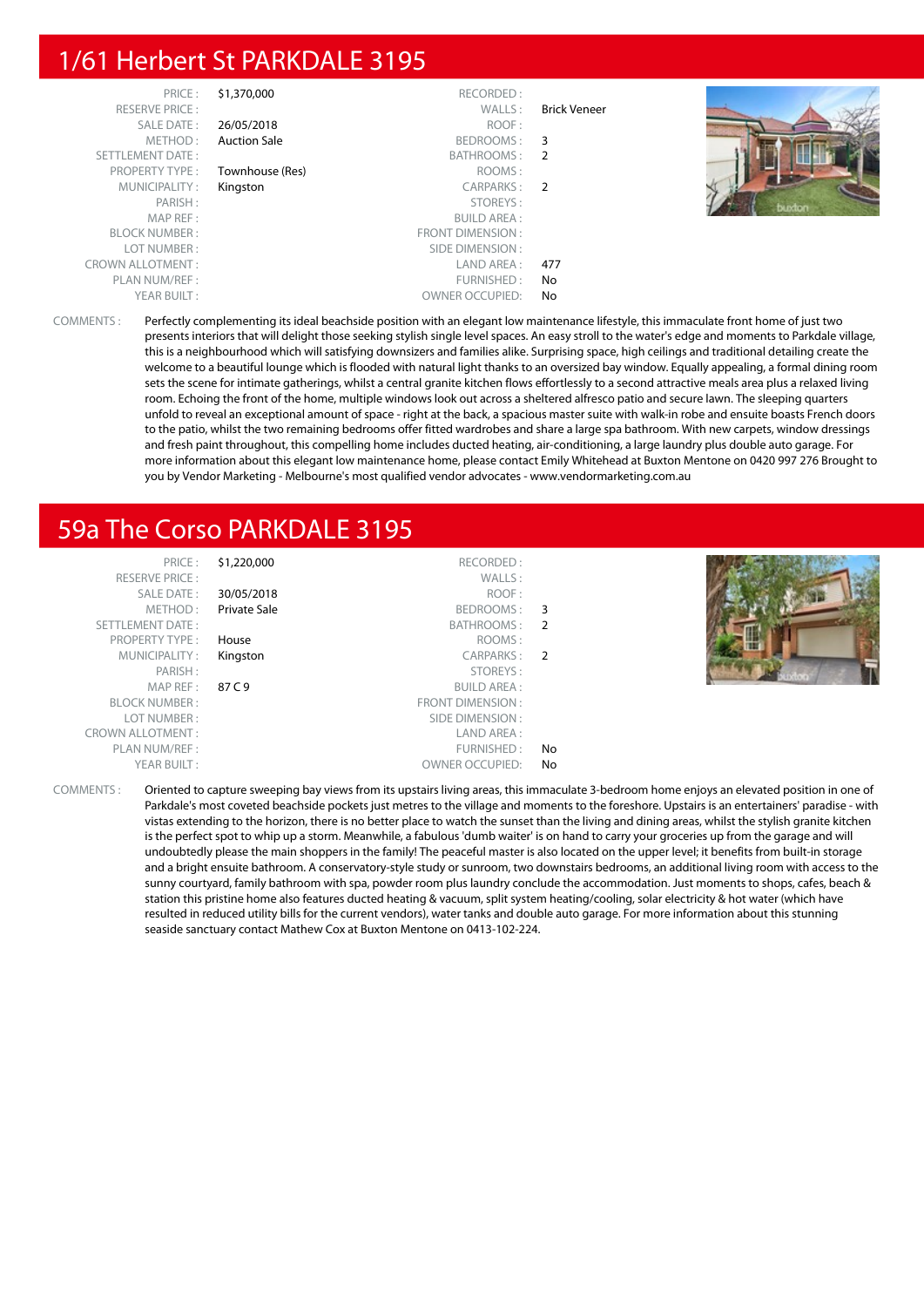## 1/61 Herbert St PARKDALE 3195

| | | | |
|---|---|---|---|
| PRICE : | $1,370,000 | RECORDED : | |
| RESERVE PRICE : | | WALLS : | Brick Veneer |
| SALE DATE : | 26/05/2018 | ROOF : | |
| METHOD : | Auction Sale | BEDROOMS : | 3 |
| SETTLEMENT DATE : | | BATHROOMS : | 2 |
| PROPERTY TYPE : | Townhouse (Res) | ROOMS : | |
| MUNICIPALITY : | Kingston | CARPARKS : | 2 |
| PARISH : | | STOREYS : | |
| MAP REF : | | BUILD AREA : | |
| BLOCK NUMBER : | | FRONT DIMENSION : | |
| LOT NUMBER : | | SIDE DIMENSION : | |
| CROWN ALLOTMENT : | | LAND AREA : | 477 |
| PLAN NUM/REF : | | FURNISHED : | No |
| YEAR BUILT : | | OWNER OCCUPIED: | No |

COMMENTS : Perfectly complementing its ideal beachside position with an elegant low maintenance lifestyle, this immaculate front home of just two presents interiors that will delight those seeking stylish single level spaces. An easy stroll to the water's edge and moments to Parkdale village, this is a neighbourhood which will satisfying downsizers and families alike. Surprising space, high ceilings and traditional detailing create the welcome to a beautiful lounge which is flooded with natural light thanks to an oversized bay window. Equally appealing, a formal dining room sets the scene for intimate gatherings, whilst a central granite kitchen flows effortlessly to a second attractive meals area plus a relaxed living room. Echoing the front of the home, multiple windows look out across a sheltered alfresco patio and secure lawn. The sleeping quarters unfold to reveal an exceptional amount of space - right at the back, a spacious master suite with walk-in robe and ensuite boasts French doors to the patio, whilst the two remaining bedrooms offer fitted wardrobes and share a large spa bathroom. With new carpets, window dressings and fresh paint throughout, this compelling home includes ducted heating, air-conditioning, a large laundry plus double auto garage. For more information about this elegant low maintenance home, please contact Emily Whitehead at Buxton Mentone on 0420 997 276 Brought to you by Vendor Marketing - Melbourne's most qualified vendor advocates - www.vendormarketing.com.au

## 59a The Corso PARKDALE 3195

| | | | |
|---|---|---|---|
| PRICE : | $1,220,000 | RECORDED : | |
| RESERVE PRICE : | | WALLS : | |
| SALE DATE : | 30/05/2018 | ROOF : | |
| METHOD : | Private Sale | BEDROOMS : | 3 |
| SETTLEMENT DATE : | | BATHROOMS : | 2 |
| PROPERTY TYPE : | House | ROOMS : | |
| MUNICIPALITY : | Kingston | CARPARKS : | 2 |
| PARISH : | | STOREYS : | |
| MAP REF : | 87 C 9 | BUILD AREA : | |
| BLOCK NUMBER : | | FRONT DIMENSION : | |
| LOT NUMBER : | | SIDE DIMENSION : | |
| CROWN ALLOTMENT : | | LAND AREA : | |
| PLAN NUM/REF : | | FURNISHED : | No |
| YEAR BUILT : | | OWNER OCCUPIED: | No |

COMMENTS : Oriented to capture sweeping bay views from its upstairs living areas, this immaculate 3-bedroom home enjoys an elevated position in one of Parkdale's most coveted beachside pockets just metres to the village and moments to the foreshore. Upstairs is an entertainers' paradise - with vistas extending to the horizon, there is no better place to watch the sunset than the living and dining areas, whilst the stylish granite kitchen is the perfect spot to whip up a storm. Meanwhile, a fabulous 'dumb waiter' is on hand to carry your groceries up from the garage and will undoubtedly please the main shoppers in the family! The peaceful master is also located on the upper level; it benefits from built-in storage and a bright ensuite bathroom. A conservatory-style study or sunroom, two downstairs bedrooms, an additional living room with access to the sunny courtyard, family bathroom with spa, powder room plus laundry conclude the accommodation. Just moments to shops, cafes, beach & station this pristine home also features ducted heating & vacuum, split system heating/cooling, solar electricity & hot water (which have resulted in reduced utility bills for the current vendors), water tanks and double auto garage. For more information about this stunning seaside sanctuary contact Mathew Cox at Buxton Mentone on 0413-102-224.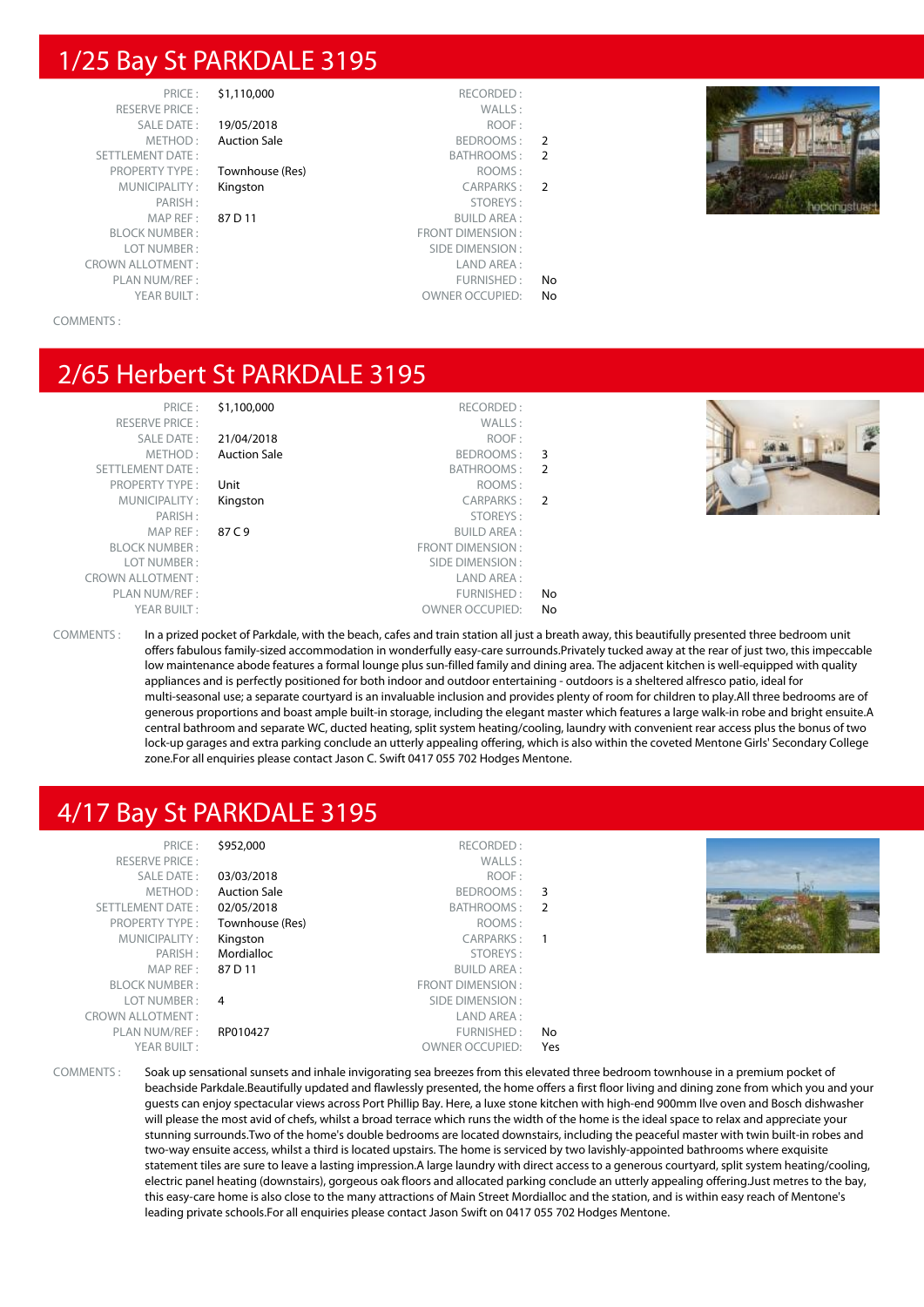## 1/25 Bay St PARKDALE 3195

| | | | |
|---|---|---|---|
| PRICE : | $1,110,000 | RECORDED : | |
| RESERVE PRICE : | | WALLS : | |
| SALE DATE : | 19/05/2018 | ROOF : | |
| METHOD : | Auction Sale | BEDROOMS : | 2 |
| SETTLEMENT DATE : | | BATHROOMS : | 2 |
| PROPERTY TYPE : | Townhouse (Res) | ROOMS : | |
| MUNICIPALITY : | Kingston | CARPARKS : | 2 |
| PARISH : | | STOREYS : | |
| MAP REF : | 87 D 11 | BUILD AREA : | |
| BLOCK NUMBER : | | FRONT DIMENSION : | |
| LOT NUMBER : | | SIDE DIMENSION : | |
| CROWN ALLOTMENT : | | LAND AREA : | |
| PLAN NUM/REF : | | FURNISHED : | No |
| YEAR BUILT : | | OWNER OCCUPIED: | No |

COMMENTS :

## 2/65 Herbert St PARKDALE 3195

| | | | |
|---|---|---|---|
| PRICE : | $1,100,000 | RECORDED : | |
| RESERVE PRICE : | | WALLS : | |
| SALE DATE : | 21/04/2018 | ROOF : | |
| METHOD : | Auction Sale | BEDROOMS : | 3 |
| SETTLEMENT DATE : | | BATHROOMS : | 2 |
| PROPERTY TYPE : | Unit | ROOMS : | |
| MUNICIPALITY : | Kingston | CARPARKS : | 2 |
| PARISH : | | STOREYS : | |
| MAP REF : | 87 C 9 | BUILD AREA : | |
| BLOCK NUMBER : | | FRONT DIMENSION : | |
| LOT NUMBER : | | SIDE DIMENSION : | |
| CROWN ALLOTMENT : | | LAND AREA : | |
| PLAN NUM/REF : | | FURNISHED : | No |
| YEAR BUILT : | | OWNER OCCUPIED: | No |

COMMENTS : In a prized pocket of Parkdale, with the beach, cafes and train station all just a breath away, this beautifully presented three bedroom unit offers fabulous family-sized accommodation in wonderfully easy-care surrounds.Privately tucked away at the rear of just two, this impeccable low maintenance abode features a formal lounge plus sun-filled family and dining area. The adjacent kitchen is well-equipped with quality appliances and is perfectly positioned for both indoor and outdoor entertaining - outdoors is a sheltered alfresco patio, ideal for multi-seasonal use; a separate courtyard is an invaluable inclusion and provides plenty of room for children to play.All three bedrooms are of generous proportions and boast ample built-in storage, including the elegant master which features a large walk-in robe and bright ensuite.A central bathroom and separate WC, ducted heating, split system heating/cooling, laundry with convenient rear access plus the bonus of two lock-up garages and extra parking conclude an utterly appealing offering, which is also within the coveted Mentone Girls' Secondary College zone.For all enquiries please contact Jason C. Swift 0417 055 702 Hodges Mentone.

## 4/17 Bay St PARKDALE 3195

| | | | |
|---|---|---|---|
| PRICE : | $952,000 | RECORDED : | |
| RESERVE PRICE : | | WALLS : | |
| SALE DATE : | 03/03/2018 | ROOF : | |
| METHOD : | Auction Sale | BEDROOMS : | 3 |
| SETTLEMENT DATE : | 02/05/2018 | BATHROOMS : | 2 |
| PROPERTY TYPE : | Townhouse (Res) | ROOMS : | |
| MUNICIPALITY : | Kingston | CARPARKS : | 1 |
| PARISH : | Mordialloc | STOREYS : | |
| MAP REF : | 87 D 11 | BUILD AREA : | |
| BLOCK NUMBER : | | FRONT DIMENSION : | |
| LOT NUMBER : | 4 | SIDE DIMENSION : | |
| CROWN ALLOTMENT : | | LAND AREA : | |
| PLAN NUM/REF : | RP010427 | FURNISHED : | No |
| YEAR BUILT : | | OWNER OCCUPIED: | Yes |

COMMENTS : Soak up sensational sunsets and inhale invigorating sea breezes from this elevated three bedroom townhouse in a premium pocket of beachside Parkdale.Beautifully updated and flawlessly presented, the home offers a first floor living and dining zone from which you and your guests can enjoy spectacular views across Port Phillip Bay. Here, a luxe stone kitchen with high-end 900mm Ilve oven and Bosch dishwasher will please the most avid of chefs, whilst a broad terrace which runs the width of the home is the ideal space to relax and appreciate your stunning surrounds.Two of the home's double bedrooms are located downstairs, including the peaceful master with twin built-in robes and two-way ensuite access, whilst a third is located upstairs. The home is serviced by two lavishly-appointed bathrooms where exquisite statement tiles are sure to leave a lasting impression.A large laundry with direct access to a generous courtyard, split system heating/cooling, electric panel heating (downstairs), gorgeous oak floors and allocated parking conclude an utterly appealing offering.Just metres to the bay, this easy-care home is also close to the many attractions of Main Street Mordialloc and the station, and is within easy reach of Mentone's leading private schools.For all enquiries please contact Jason Swift on 0417 055 702 Hodges Mentone.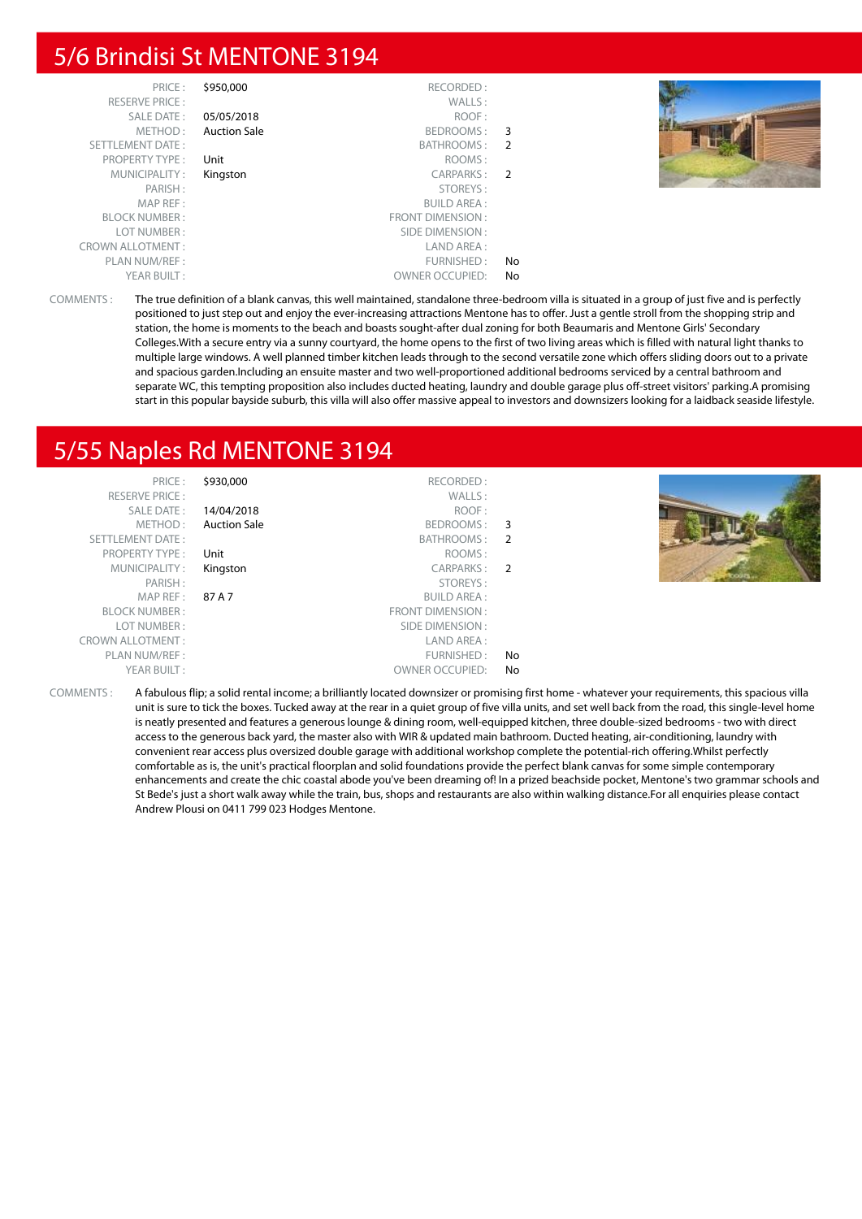## 5/6 Brindisi St MENTONE 3194

| | | | |
|---|---|---|---|
| PRICE : | $950,000 | RECORDED : | |
| RESERVE PRICE : | | WALLS : | |
| SALE DATE : | 05/05/2018 | ROOF : | |
| METHOD : | Auction Sale | BEDROOMS : | 3 |
| SETTLEMENT DATE : | | BATHROOMS : | 2 |
| PROPERTY TYPE : | Unit | ROOMS : | |
| MUNICIPALITY : | Kingston | CARPARKS : | 2 |
| PARISH : | | STOREYS : | |
| MAP REF : | | BUILD AREA : | |
| BLOCK NUMBER : | | FRONT DIMENSION : | |
| LOT NUMBER : | | SIDE DIMENSION : | |
| CROWN ALLOTMENT : | | LAND AREA : | |
| PLAN NUM/REF : | | FURNISHED : | No |
| YEAR BUILT : | | OWNER OCCUPIED: | No |

COMMENTS : The true definition of a blank canvas, this well maintained, standalone three-bedroom villa is situated in a group of just five and is perfectly positioned to just step out and enjoy the ever-increasing attractions Mentone has to offer. Just a gentle stroll from the shopping strip and station, the home is moments to the beach and boasts sought-after dual zoning for both Beaumaris and Mentone Girls' Secondary Colleges.With a secure entry via a sunny courtyard, the home opens to the first of two living areas which is filled with natural light thanks to multiple large windows. A well planned timber kitchen leads through to the second versatile zone which offers sliding doors out to a private and spacious garden.Including an ensuite master and two well-proportioned additional bedrooms serviced by a central bathroom and separate WC, this tempting proposition also includes ducted heating, laundry and double garage plus off-street visitors' parking.A promising start in this popular bayside suburb, this villa will also offer massive appeal to investors and downsizers looking for a laidback seaside lifestyle.

## 5/55 Naples Rd MENTONE 3194

| | | | |
|---|---|---|---|
| PRICE : | $930,000 | RECORDED : | |
| RESERVE PRICE : | | WALLS : | |
| SALE DATE : | 14/04/2018 | ROOF : | |
| METHOD : | Auction Sale | BEDROOMS : | 3 |
| SETTLEMENT DATE : | | BATHROOMS : | 2 |
| PROPERTY TYPE : | Unit | ROOMS : | |
| MUNICIPALITY : | Kingston | CARPARKS : | 2 |
| PARISH : | | STOREYS : | |
| MAP REF : | 87 A 7 | BUILD AREA : | |
| BLOCK NUMBER : | | FRONT DIMENSION : | |
| LOT NUMBER : | | SIDE DIMENSION : | |
| CROWN ALLOTMENT : | | LAND AREA : | |
| PLAN NUM/REF : | | FURNISHED : | No |
| YEAR BUILT : | | OWNER OCCUPIED: | No |

COMMENTS : A fabulous flip; a solid rental income; a brilliantly located downsizer or promising first home - whatever your requirements, this spacious villa unit is sure to tick the boxes. Tucked away at the rear in a quiet group of five villa units, and set well back from the road, this single-level home is neatly presented and features a generous lounge & dining room, well-equipped kitchen, three double-sized bedrooms - two with direct access to the generous back yard, the master also with WIR & updated main bathroom. Ducted heating, air-conditioning, laundry with convenient rear access plus oversized double garage with additional workshop complete the potential-rich offering.Whilst perfectly comfortable as is, the unit's practical floorplan and solid foundations provide the perfect blank canvas for some simple contemporary enhancements and create the chic coastal abode you've been dreaming of! In a prized beachside pocket, Mentone's two grammar schools and St Bede's just a short walk away while the train, bus, shops and restaurants are also within walking distance.For all enquiries please contact Andrew Plousi on 0411 799 023 Hodges Mentone.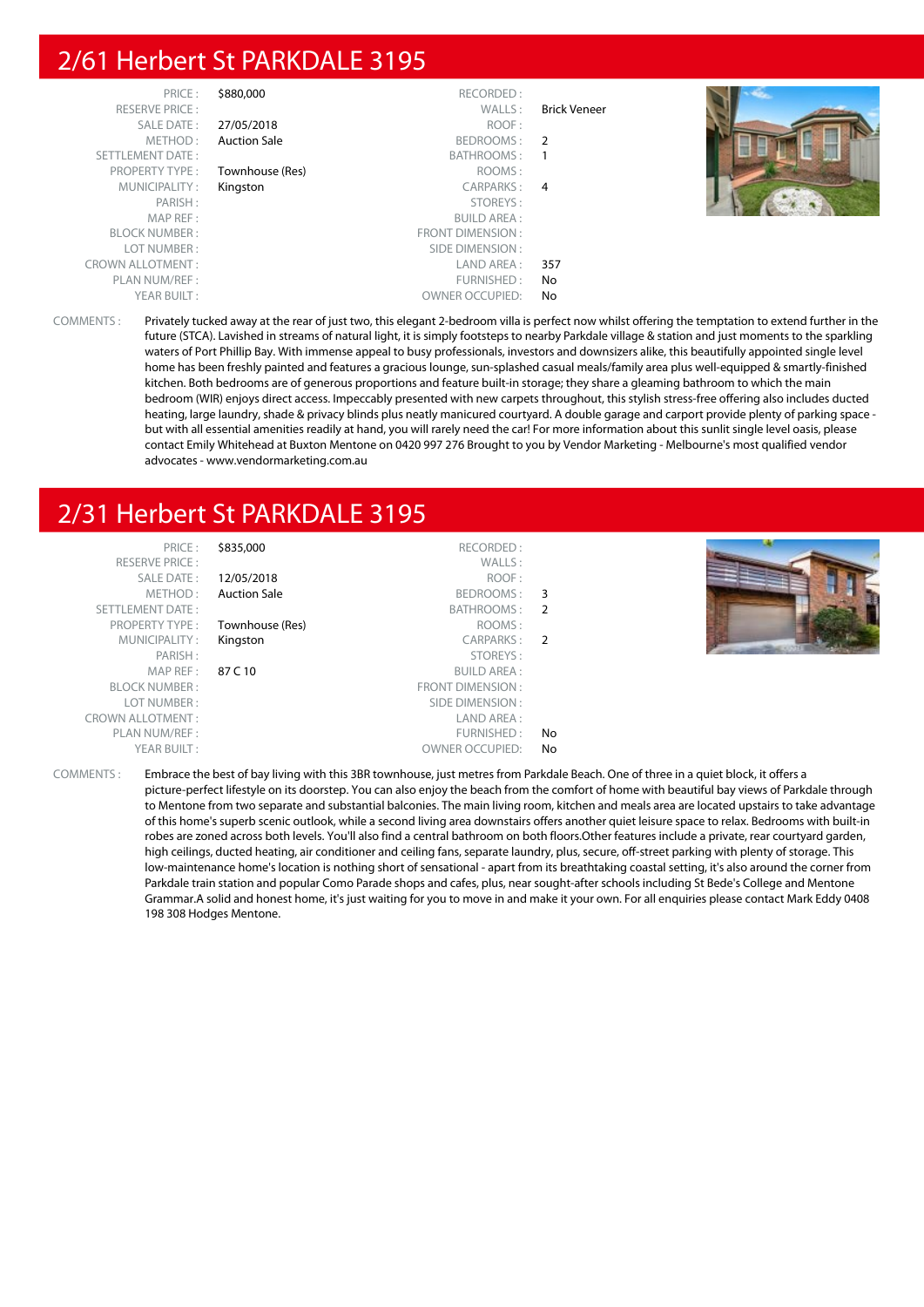## 2/61 Herbert St PARKDALE 3195

| | | | |
|---|---|---|---|
| PRICE : | $880,000 | RECORDED : | |
| RESERVE PRICE : | | WALLS : | Brick Veneer |
| SALE DATE : | 27/05/2018 | ROOF : | |
| METHOD : | Auction Sale | BEDROOMS : | 2 |
| SETTLEMENT DATE : | | BATHROOMS : | 1 |
| PROPERTY TYPE : | Townhouse (Res) | ROOMS : | |
| MUNICIPALITY : | Kingston | CARPARKS : | 4 |
| PARISH : | | STOREYS : | |
| MAP REF : | | BUILD AREA : | |
| BLOCK NUMBER : | | FRONT DIMENSION : | |
| LOT NUMBER : | | SIDE DIMENSION : | |
| CROWN ALLOTMENT : | | LAND AREA : | 357 |
| PLAN NUM/REF : | | FURNISHED : | No |
| YEAR BUILT : | | OWNER OCCUPIED: | No |

COMMENTS : Privately tucked away at the rear of just two, this elegant 2-bedroom villa is perfect now whilst offering the temptation to extend further in the future (STCA). Lavished in streams of natural light, it is simply footsteps to nearby Parkdale village & station and just moments to the sparkling waters of Port Phillip Bay. With immense appeal to busy professionals, investors and downsizers alike, this beautifully appointed single level home has been freshly painted and features a gracious lounge, sun-splashed casual meals/family area plus well-equipped & smartly-finished kitchen. Both bedrooms are of generous proportions and feature built-in storage; they share a gleaming bathroom to which the main bedroom (WIR) enjoys direct access. Impeccably presented with new carpets throughout, this stylish stress-free offering also includes ducted heating, large laundry, shade & privacy blinds plus neatly manicured courtyard. A double garage and carport provide plenty of parking space - but with all essential amenities readily at hand, you will rarely need the car! For more information about this sunlit single level oasis, please contact Emily Whitehead at Buxton Mentone on 0420 997 276 Brought to you by Vendor Marketing - Melbourne's most qualified vendor advocates - www.vendormarketing.com.au

## 2/31 Herbert St PARKDALE 3195

| | | | |
|---|---|---|---|
| PRICE : | $835,000 | RECORDED : | |
| RESERVE PRICE : | | WALLS : | |
| SALE DATE : | 12/05/2018 | ROOF : | |
| METHOD : | Auction Sale | BEDROOMS : | 3 |
| SETTLEMENT DATE : | | BATHROOMS : | 2 |
| PROPERTY TYPE : | Townhouse (Res) | ROOMS : | |
| MUNICIPALITY : | Kingston | CARPARKS : | 2 |
| PARISH : | | STOREYS : | |
| MAP REF : | 87 C 10 | BUILD AREA : | |
| BLOCK NUMBER : | | FRONT DIMENSION : | |
| LOT NUMBER : | | SIDE DIMENSION : | |
| CROWN ALLOTMENT : | | LAND AREA : | |
| PLAN NUM/REF : | | FURNISHED : | No |
| YEAR BUILT : | | OWNER OCCUPIED: | No |

COMMENTS : Embrace the best of bay living with this 3BR townhouse, just metres from Parkdale Beach. One of three in a quiet block, it offers a picture-perfect lifestyle on its doorstep. You can also enjoy the beach from the comfort of home with beautiful bay views of Parkdale through to Mentone from two separate and substantial balconies. The main living room, kitchen and meals area are located upstairs to take advantage of this home's superb scenic outlook, while a second living area downstairs offers another quiet leisure space to relax. Bedrooms with built-in robes are zoned across both levels. You'll also find a central bathroom on both floors.Other features include a private, rear courtyard garden, high ceilings, ducted heating, air conditioner and ceiling fans, separate laundry, plus, secure, off-street parking with plenty of storage. This low-maintenance home's location is nothing short of sensational - apart from its breathtaking coastal setting, it's also around the corner from Parkdale train station and popular Como Parade shops and cafes, plus, near sought-after schools including St Bede's College and Mentone Grammar.A solid and honest home, it's just waiting for you to move in and make it your own. For all enquiries please contact Mark Eddy 0408 198 308 Hodges Mentone.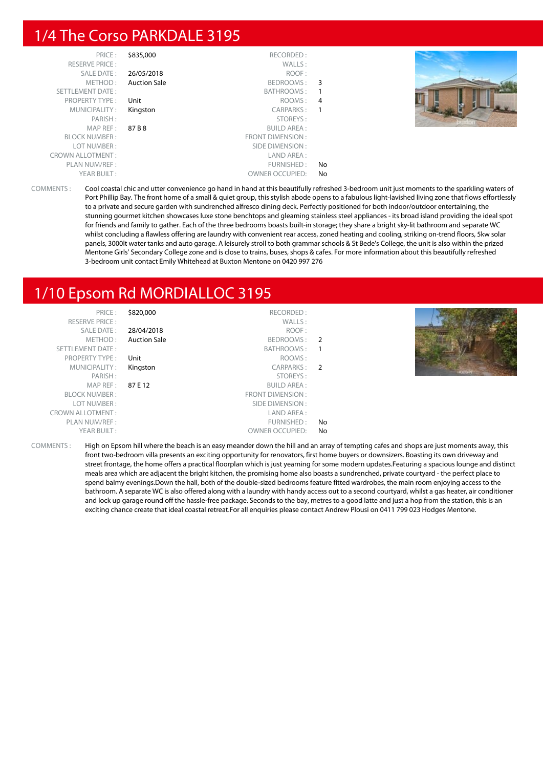## 1/4 The Corso PARKDALE 3195

| | | | |
|---|---|---|---|
| PRICE : | $835,000 | RECORDED : | |
| RESERVE PRICE : | | WALLS : | |
| SALE DATE : | 26/05/2018 | ROOF : | |
| METHOD : | Auction Sale | BEDROOMS : | 3 |
| SETTLEMENT DATE : | | BATHROOMS : | 1 |
| PROPERTY TYPE : | Unit | ROOMS : | 4 |
| MUNICIPALITY : | Kingston | CARPARKS : | 1 |
| PARISH : | | STOREYS : | |
| MAP REF : | 87 B 8 | BUILD AREA : | |
| BLOCK NUMBER : | | FRONT DIMENSION : | |
| LOT NUMBER : | | SIDE DIMENSION : | |
| CROWN ALLOTMENT : | | LAND AREA : | |
| PLAN NUM/REF : | | FURNISHED : | No |
| YEAR BUILT : | | OWNER OCCUPIED: | No |

COMMENTS : Cool coastal chic and utter convenience go hand in hand at this beautifully refreshed 3-bedroom unit just moments to the sparkling waters of Port Phillip Bay. The front home of a small & quiet group, this stylish abode opens to a fabulous light-lavished living zone that flows effortlessly to a private and secure garden with sundrenched alfresco dining deck. Perfectly positioned for both indoor/outdoor entertaining, the stunning gourmet kitchen showcases luxe stone benchtops and gleaming stainless steel appliances - its broad island providing the ideal spot for friends and family to gather. Each of the three bedrooms boasts built-in storage; they share a bright sky-lit bathroom and separate WC whilst concluding a flawless offering are laundry with convenient rear access, zoned heating and cooling, striking on-trend floors, 5kw solar panels, 3000lt water tanks and auto garage. A leisurely stroll to both grammar schools & St Bede's College, the unit is also within the prized Mentone Girls' Secondary College zone and is close to trains, buses, shops & cafes. For more information about this beautifully refreshed 3-bedroom unit contact Emily Whitehead at Buxton Mentone on 0420 997 276

## 1/10 Epsom Rd MORDIALLOC 3195

| | | | |
|---|---|---|---|
| PRICE : | $820,000 | RECORDED : | |
| RESERVE PRICE : | | WALLS : | |
| SALE DATE : | 28/04/2018 | ROOF : | |
| METHOD : | Auction Sale | BEDROOMS : | 2 |
| SETTLEMENT DATE : | | BATHROOMS : | 1 |
| PROPERTY TYPE : | Unit | ROOMS : | |
| MUNICIPALITY : | Kingston | CARPARKS : | 2 |
| PARISH : | | STOREYS : | |
| MAP REF : | 87 E 12 | BUILD AREA : | |
| BLOCK NUMBER : | | FRONT DIMENSION : | |
| LOT NUMBER : | | SIDE DIMENSION : | |
| CROWN ALLOTMENT : | | LAND AREA : | |
| PLAN NUM/REF : | | FURNISHED : | No |
| YEAR BUILT : | | OWNER OCCUPIED: | No |

COMMENTS : High on Epsom hill where the beach is an easy meander down the hill and an array of tempting cafes and shops are just moments away, this front two-bedroom villa presents an exciting opportunity for renovators, first home buyers or downsizers. Boasting its own driveway and street frontage, the home offers a practical floorplan which is just yearning for some modern updates.Featuring a spacious lounge and distinct meals area which are adjacent the bright kitchen, the promising home also boasts a sundrenched, private courtyard - the perfect place to spend balmy evenings.Down the hall, both of the double-sized bedrooms feature fitted wardrobes, the main room enjoying access to the bathroom. A separate WC is also offered along with a laundry with handy access out to a second courtyard, whilst a gas heater, air conditioner and lock up garage round off the hassle-free package. Seconds to the bay, metres to a good latte and just a hop from the station, this is an exciting chance create that ideal coastal retreat.For all enquiries please contact Andrew Plousi on 0411 799 023 Hodges Mentone.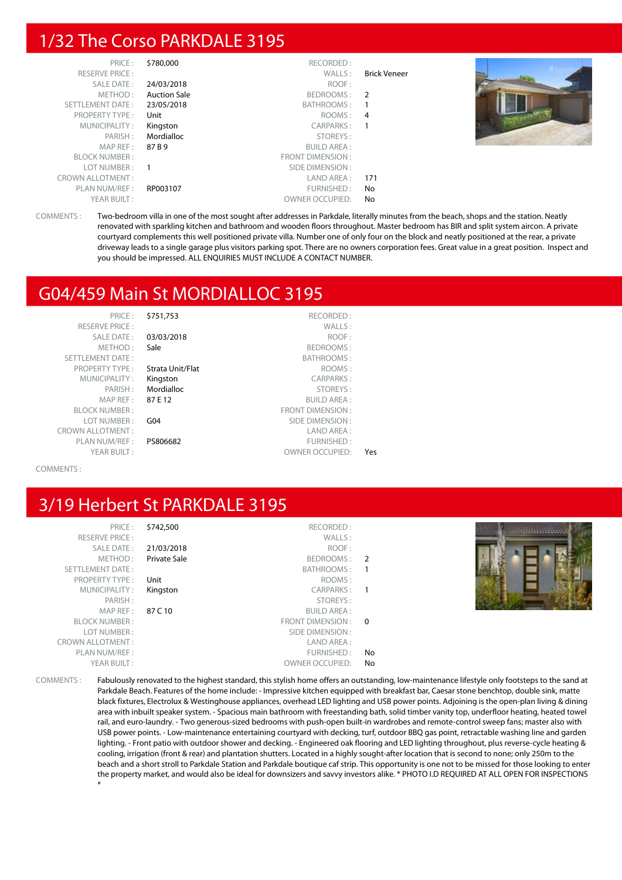# 1/32 The Corso PARKDALE 3195

| | | | |
|---|---|---|---|
| PRICE : | $780,000 | RECORDED : | |
| RESERVE PRICE : | | WALLS : | Brick Veneer |
| SALE DATE : | 24/03/2018 | ROOF : | |
| METHOD : | Auction Sale | BEDROOMS : | 2 |
| SETTLEMENT DATE : | 23/05/2018 | BATHROOMS : | 1 |
| PROPERTY TYPE : | Unit | ROOMS : | 4 |
| MUNICIPALITY : | Kingston | CARPARKS : | 1 |
| PARISH : | Mordialloc | STOREYS : | |
| MAP REF : | 87 B 9 | BUILD AREA : | |
| BLOCK NUMBER : | | FRONT DIMENSION : | |
| LOT NUMBER : | 1 | SIDE DIMENSION : | |
| CROWN ALLOTMENT : | | LAND AREA : | 171 |
| PLAN NUM/REF : | RP003107 | FURNISHED : | No |
| YEAR BUILT : | | OWNER OCCUPIED: | No |

COMMENTS : Two-bedroom villa in one of the most sought after addresses in Parkdale, literally minutes from the beach, shops and the station. Neatly renovated with sparkling kitchen and bathroom and wooden floors throughout. Master bedroom has BIR and split system aircon. A private courtyard complements this well positioned private villa. Number one of only four on the block and neatly positioned at the rear, a private driveway leads to a single garage plus visitors parking spot. There are no owners corporation fees. Great value in a great position. Inspect and you should be impressed. ALL ENQUIRIES MUST INCLUDE A CONTACT NUMBER.

# G04/459 Main St MORDIALLOC 3195

| | | | |
|---|---|---|---|
| PRICE : | $751,753 | RECORDED : | |
| RESERVE PRICE : | | WALLS : | |
| SALE DATE : | 03/03/2018 | ROOF : | |
| METHOD : | Sale | BEDROOMS : | |
| SETTLEMENT DATE : | | BATHROOMS : | |
| PROPERTY TYPE : | Strata Unit/Flat | ROOMS : | |
| MUNICIPALITY : | Kingston | CARPARKS : | |
| PARISH : | Mordialloc | STOREYS : | |
| MAP REF : | 87 E 12 | BUILD AREA : | |
| BLOCK NUMBER : | | FRONT DIMENSION : | |
| LOT NUMBER : | G04 | SIDE DIMENSION : | |
| CROWN ALLOTMENT : | | LAND AREA : | |
| PLAN NUM/REF : | PS806682 | FURNISHED : | |
| YEAR BUILT : | | OWNER OCCUPIED: | Yes |

COMMENTS :

# 3/19 Herbert St PARKDALE 3195

| | | | |
|---|---|---|---|
| PRICE : | $742,500 | RECORDED : | |
| RESERVE PRICE : | | WALLS : | |
| SALE DATE : | 21/03/2018 | ROOF : | |
| METHOD : | Private Sale | BEDROOMS : | 2 |
| SETTLEMENT DATE : | | BATHROOMS : | 1 |
| PROPERTY TYPE : | Unit | ROOMS : | |
| MUNICIPALITY : | Kingston | CARPARKS : | 1 |
| PARISH : | | STOREYS : | |
| MAP REF : | 87 C 10 | BUILD AREA : | |
| BLOCK NUMBER : | | FRONT DIMENSION : | 0 |
| LOT NUMBER : | | SIDE DIMENSION : | |
| CROWN ALLOTMENT : | | LAND AREA : | |
| PLAN NUM/REF : | | FURNISHED : | No |
| YEAR BUILT : | | OWNER OCCUPIED: | No |

COMMENTS : Fabulously renovated to the highest standard, this stylish home offers an outstanding, low-maintenance lifestyle only footsteps to the sand at Parkdale Beach. Features of the home include: - Impressive kitchen equipped with breakfast bar, Caesar stone benchtop, double sink, matte black fixtures, Electrolux & Westinghouse appliances, overhead LED lighting and USB power points. Adjoining is the open-plan living & dining area with inbuilt speaker system. - Spacious main bathroom with freestanding bath, solid timber vanity top, underfloor heating, heated towel rail, and euro-laundry. - Two generous-sized bedrooms with push-open built-in wardrobes and remote-control sweep fans; master also with USB power points. - Low-maintenance entertaining courtyard with decking, turf, outdoor BBQ gas point, retractable washing line and garden lighting. - Front patio with outdoor shower and decking. - Engineered oak flooring and LED lighting throughout, plus reverse-cycle heating & cooling, irrigation (front & rear) and plantation shutters. Located in a highly sought-after location that is second to none; only 250m to the beach and a short stroll to Parkdale Station and Parkdale boutique caf strip. This opportunity is one not to be missed for those looking to enter the property market, and would also be ideal for downsizers and savvy investors alike. * PHOTO I.D REQUIRED AT ALL OPEN FOR INSPECTIONS *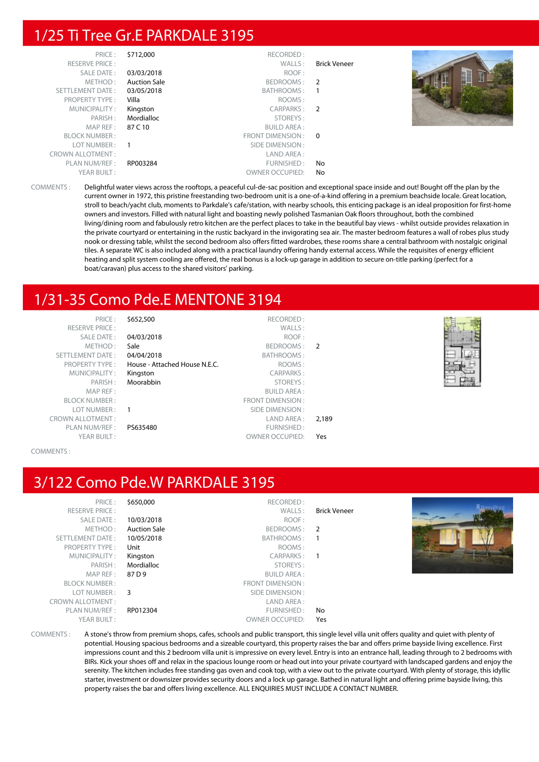## 1/25 Ti Tree Gr.E PARKDALE 3195

| | | | |
|---|---|---|---|
| PRICE : | $712,000 | RECORDED : | |
| RESERVE PRICE : | | WALLS : | Brick Veneer |
| SALE DATE : | 03/03/2018 | ROOF : | |
| METHOD : | Auction Sale | BEDROOMS : | 2 |
| SETTLEMENT DATE : | 03/05/2018 | BATHROOMS : | 1 |
| PROPERTY TYPE : | Villa | ROOMS : | |
| MUNICIPALITY : | Kingston | CARPARKS : | 2 |
| PARISH : | Mordialloc | STOREYS : | |
| MAP REF : | 87 C 10 | BUILD AREA : | |
| BLOCK NUMBER : | | FRONT DIMENSION : | 0 |
| LOT NUMBER : | 1 | SIDE DIMENSION : | |
| CROWN ALLOTMENT : | | LAND AREA : | |
| PLAN NUM/REF : | RP003284 | FURNISHED : | No |
| YEAR BUILT : | | OWNER OCCUPIED: | No |

COMMENTS : Delightful water views across the rooftops, a peaceful cul-de-sac position and exceptional space inside and out! Bought off the plan by the current owner in 1972, this pristine freestanding two-bedroom unit is a one-of-a-kind offering in a premium beachside locale. Great location, stroll to beach/yacht club, moments to Parkdale's cafe/station, with nearby schools, this enticing package is an ideal proposition for first-home owners and investors. Filled with natural light and boasting newly polished Tasmanian Oak floors throughout, both the combined living/dining room and fabulously retro kitchen are the perfect places to take in the beautiful bay views - whilst outside provides relaxation in the private courtyard or entertaining in the rustic backyard in the invigorating sea air. The master bedroom features a wall of robes plus study nook or dressing table, whilst the second bedroom also offers fitted wardrobes, these rooms share a central bathroom with nostalgic original tiles. A separate WC is also included along with a practical laundry offering handy external access. While the requisites of energy efficient heating and split system cooling are offered, the real bonus is a lock-up garage in addition to secure on-title parking (perfect for a boat/caravan) plus access to the shared visitors' parking.

## 1/31-35 Como Pde.E MENTONE 3194

| | | | |
|---|---|---|---|
| PRICE : | $652,500 | RECORDED : | |
| RESERVE PRICE : | | WALLS : | |
| SALE DATE : | 04/03/2018 | ROOF : | |
| METHOD : | Sale | BEDROOMS : | 2 |
| SETTLEMENT DATE : | 04/04/2018 | BATHROOMS : | |
| PROPERTY TYPE : | House - Attached House N.E.C. | ROOMS : | |
| MUNICIPALITY : | Kingston | CARPARKS : | |
| PARISH : | Moorabbin | STOREYS : | |
| MAP REF : | | BUILD AREA : | |
| BLOCK NUMBER : | | FRONT DIMENSION : | |
| LOT NUMBER : | 1 | SIDE DIMENSION : | |
| CROWN ALLOTMENT : | | LAND AREA : | 2,189 |
| PLAN NUM/REF : | PS635480 | FURNISHED : | |
| YEAR BUILT : | | OWNER OCCUPIED: | Yes |

COMMENTS :

## 3/122 Como Pde.W PARKDALE 3195

| | | | |
|---|---|---|---|
| PRICE : | $650,000 | RECORDED : | |
| RESERVE PRICE : | | WALLS : | Brick Veneer |
| SALE DATE : | 10/03/2018 | ROOF : | |
| METHOD : | Auction Sale | BEDROOMS : | 2 |
| SETTLEMENT DATE : | 10/05/2018 | BATHROOMS : | 1 |
| PROPERTY TYPE : | Unit | ROOMS : | |
| MUNICIPALITY : | Kingston | CARPARKS : | 1 |
| PARISH : | Mordialloc | STOREYS : | |
| MAP REF : | 87 D 9 | BUILD AREA : | |
| BLOCK NUMBER : | | FRONT DIMENSION : | |
| LOT NUMBER : | 3 | SIDE DIMENSION : | |
| CROWN ALLOTMENT : | | LAND AREA : | |
| PLAN NUM/REF : | RP012304 | FURNISHED : | No |
| YEAR BUILT : | | OWNER OCCUPIED: | Yes |

COMMENTS : A stone's throw from premium shops, cafes, schools and public transport, this single level villa unit offers quality and quiet with plenty of potential. Housing spacious bedrooms and a sizeable courtyard, this property raises the bar and offers prime bayside living excellence. First impressions count and this 2 bedroom villa unit is impressive on every level. Entry is into an entrance hall, leading through to 2 bedrooms with BIRs. Kick your shoes off and relax in the spacious lounge room or head out into your private courtyard with landscaped gardens and enjoy the serenity. The kitchen includes free standing gas oven and cook top, with a view out to the private courtyard. With plenty of storage, this idyllic starter, investment or downsizer provides security doors and a lock up garage. Bathed in natural light and offering prime bayside living, this property raises the bar and offers living excellence. ALL ENQUIRIES MUST INCLUDE A CONTACT NUMBER.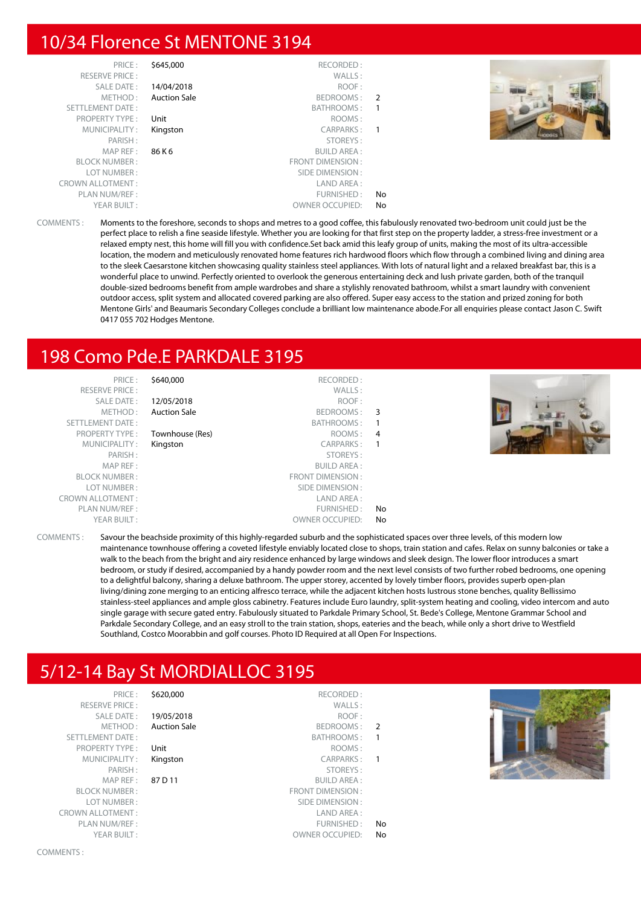## 10/34 Florence St MENTONE 3194

| | | | |
|---|---|---|---|
| PRICE : | $645,000 | RECORDED : | |
| RESERVE PRICE : | | WALLS : | |
| SALE DATE : | 14/04/2018 | ROOF : | |
| METHOD : | Auction Sale | BEDROOMS : | 2 |
| SETTLEMENT DATE : | | BATHROOMS : | 1 |
| PROPERTY TYPE : | Unit | ROOMS : | |
| MUNICIPALITY : | Kingston | CARPARKS : | 1 |
| PARISH : | | STOREYS : | |
| MAP REF : | 86 K 6 | BUILD AREA : | |
| BLOCK NUMBER : | | FRONT DIMENSION : | |
| LOT NUMBER : | | SIDE DIMENSION : | |
| CROWN ALLOTMENT : | | LAND AREA : | |
| PLAN NUM/REF : | | FURNISHED : | No |
| YEAR BUILT : | | OWNER OCCUPIED: | No |

COMMENTS : Moments to the foreshore, seconds to shops and metres to a good coffee, this fabulously renovated two-bedroom unit could just be the perfect place to relish a fine seaside lifestyle. Whether you are looking for that first step on the property ladder, a stress-free investment or a relaxed empty nest, this home will fill you with confidence.Set back amid this leafy group of units, making the most of its ultra-accessible location, the modern and meticulously renovated home features rich hardwood floors which flow through a combined living and dining area to the sleek Caesarstone kitchen showcasing quality stainless steel appliances. With lots of natural light and a relaxed breakfast bar, this is a wonderful place to unwind. Perfectly oriented to overlook the generous entertaining deck and lush private garden, both of the tranquil double-sized bedrooms benefit from ample wardrobes and share a stylishly renovated bathroom, whilst a smart laundry with convenient outdoor access, split system and allocated covered parking are also offered. Super easy access to the station and prized zoning for both Mentone Girls' and Beaumaris Secondary Colleges conclude a brilliant low maintenance abode.For all enquiries please contact Jason C. Swift 0417 055 702 Hodges Mentone.

## 198 Como Pde.E PARKDALE 3195

| | | | |
|---|---|---|---|
| PRICE : | $640,000 | RECORDED : | |
| RESERVE PRICE : | | WALLS : | |
| SALE DATE : | 12/05/2018 | ROOF : | |
| METHOD : | Auction Sale | BEDROOMS : | 3 |
| SETTLEMENT DATE : | | BATHROOMS : | 1 |
| PROPERTY TYPE : | Townhouse (Res) | ROOMS : | 4 |
| MUNICIPALITY : | Kingston | CARPARKS : | 1 |
| PARISH : | | STOREYS : | |
| MAP REF : | | BUILD AREA : | |
| BLOCK NUMBER : | | FRONT DIMENSION : | |
| LOT NUMBER : | | SIDE DIMENSION : | |
| CROWN ALLOTMENT : | | LAND AREA : | |
| PLAN NUM/REF : | | FURNISHED : | No |
| YEAR BUILT : | | OWNER OCCUPIED: | No |

COMMENTS : Savour the beachside proximity of this highly-regarded suburb and the sophisticated spaces over three levels, of this modern low maintenance townhouse offering a coveted lifestyle enviably located close to shops, train station and cafes. Relax on sunny balconies or take a walk to the beach from the bright and airy residence enhanced by large windows and sleek design. The lower floor introduces a smart bedroom, or study if desired, accompanied by a handy powder room and the next level consists of two further robed bedrooms, one opening to a delightful balcony, sharing a deluxe bathroom. The upper storey, accented by lovely timber floors, provides superb open-plan living/dining zone merging to an enticing alfresco terrace, while the adjacent kitchen hosts lustrous stone benches, quality Bellissimo stainless-steel appliances and ample gloss cabinetry. Features include Euro laundry, split-system heating and cooling, video intercom and auto single garage with secure gated entry. Fabulously situated to Parkdale Primary School, St. Bede's College, Mentone Grammar School and Parkdale Secondary College, and an easy stroll to the train station, shops, eateries and the beach, while only a short drive to Westfield Southland, Costco Moorabbin and golf courses. Photo ID Required at all Open For Inspections.

## 5/12-14 Bay St MORDIALLOC 3195

| | | | |
|---|---|---|---|
| PRICE : | $620,000 | RECORDED : | |
| RESERVE PRICE : | | WALLS : | |
| SALE DATE : | 19/05/2018 | ROOF : | |
| METHOD : | Auction Sale | BEDROOMS : | 2 |
| SETTLEMENT DATE : | | BATHROOMS : | 1 |
| PROPERTY TYPE : | Unit | ROOMS : | |
| MUNICIPALITY : | Kingston | CARPARKS : | 1 |
| PARISH : | | STOREYS : | |
| MAP REF : | 87 D 11 | BUILD AREA : | |
| BLOCK NUMBER : | | FRONT DIMENSION : | |
| LOT NUMBER : | | SIDE DIMENSION : | |
| CROWN ALLOTMENT : | | LAND AREA : | |
| PLAN NUM/REF : | | FURNISHED : | No |
| YEAR BUILT : | | OWNER OCCUPIED: | No |

COMMENTS :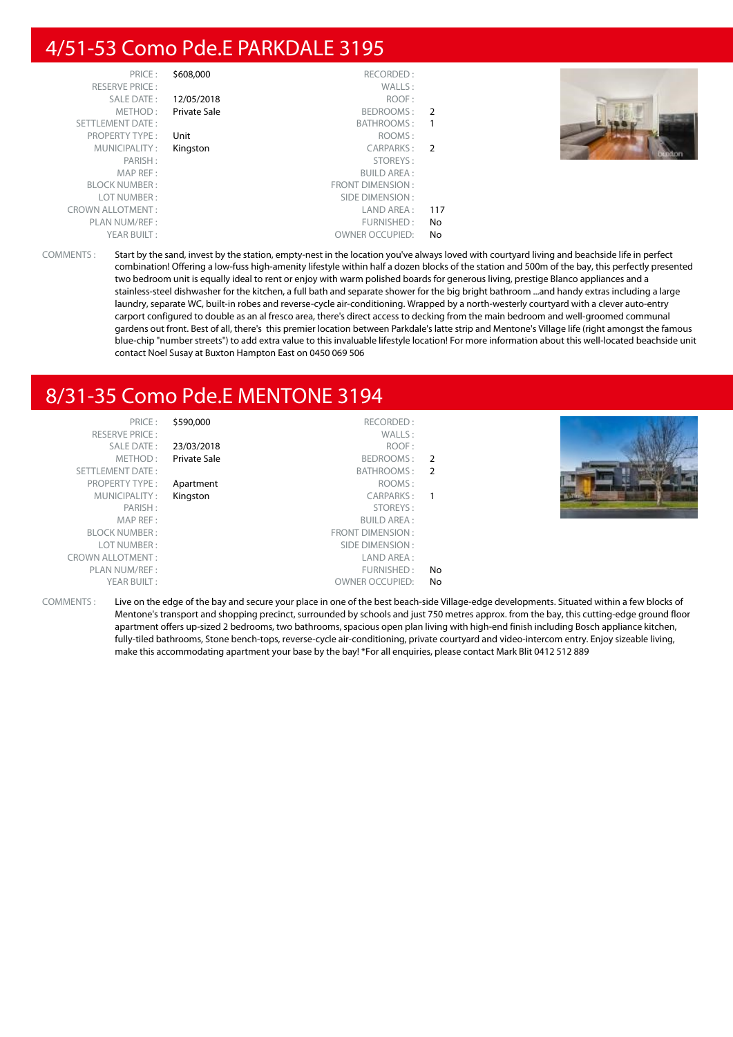## 4/51-53 Como Pde.E PARKDALE 3195

| | | | |
|---|---|---|---|
| PRICE : | $608,000 | RECORDED : | |
| RESERVE PRICE : | | WALLS : | |
| SALE DATE : | 12/05/2018 | ROOF : | |
| METHOD : | Private Sale | BEDROOMS : | 2 |
| SETTLEMENT DATE : | | BATHROOMS : | 1 |
| PROPERTY TYPE : | Unit | ROOMS : | |
| MUNICIPALITY : | Kingston | CARPARKS : | 2 |
| PARISH : | | STOREYS : | |
| MAP REF : | | BUILD AREA : | |
| BLOCK NUMBER : | | FRONT DIMENSION : | |
| LOT NUMBER : | | SIDE DIMENSION : | |
| CROWN ALLOTMENT : | | LAND AREA : | 117 |
| PLAN NUM/REF : | | FURNISHED : | No |
| YEAR BUILT : | | OWNER OCCUPIED: | No |

COMMENTS : Start by the sand, invest by the station, empty-nest in the location you've always loved with courtyard living and beachside life in perfect combination! Offering a low-fuss high-amenity lifestyle within half a dozen blocks of the station and 500m of the bay, this perfectly presented two bedroom unit is equally ideal to rent or enjoy with warm polished boards for generous living, prestige Blanco appliances and a stainless-steel dishwasher for the kitchen, a full bath and separate shower for the big bright bathroom ...and handy extras including a large laundry, separate WC, built-in robes and reverse-cycle air-conditioning. Wrapped by a north-westerly courtyard with a clever auto-entry carport configured to double as an al fresco area, there's direct access to decking from the main bedroom and well-groomed communal gardens out front. Best of all, there's this premier location between Parkdale's latte strip and Mentone's Village life (right amongst the famous blue-chip "number streets") to add extra value to this invaluable lifestyle location! For more information about this well-located beachside unit contact Noel Susay at Buxton Hampton East on 0450 069 506

## 8/31-35 Como Pde.E MENTONE 3194

| | | | |
|---|---|---|---|
| PRICE : | $590,000 | RECORDED : | |
| RESERVE PRICE : | | WALLS : | |
| SALE DATE : | 23/03/2018 | ROOF : | |
| METHOD : | Private Sale | BEDROOMS : | 2 |
| SETTLEMENT DATE : | | BATHROOMS : | 2 |
| PROPERTY TYPE : | Apartment | ROOMS : | |
| MUNICIPALITY : | Kingston | CARPARKS : | 1 |
| PARISH : | | STOREYS : | |
| MAP REF : | | BUILD AREA : | |
| BLOCK NUMBER : | | FRONT DIMENSION : | |
| LOT NUMBER : | | SIDE DIMENSION : | |
| CROWN ALLOTMENT : | | LAND AREA : | |
| PLAN NUM/REF : | | FURNISHED : | No |
| YEAR BUILT : | | OWNER OCCUPIED: | No |

COMMENTS : Live on the edge of the bay and secure your place in one of the best beach-side Village-edge developments. Situated within a few blocks of Mentone's transport and shopping precinct, surrounded by schools and just 750 metres approx. from the bay, this cutting-edge ground floor apartment offers up-sized 2 bedrooms, two bathrooms, spacious open plan living with high-end finish including Bosch appliance kitchen, fully-tiled bathrooms, Stone bench-tops, reverse-cycle air-conditioning, private courtyard and video-intercom entry. Enjoy sizeable living, make this accommodating apartment your base by the bay! *For all enquiries, please contact Mark Blit 0412 512 889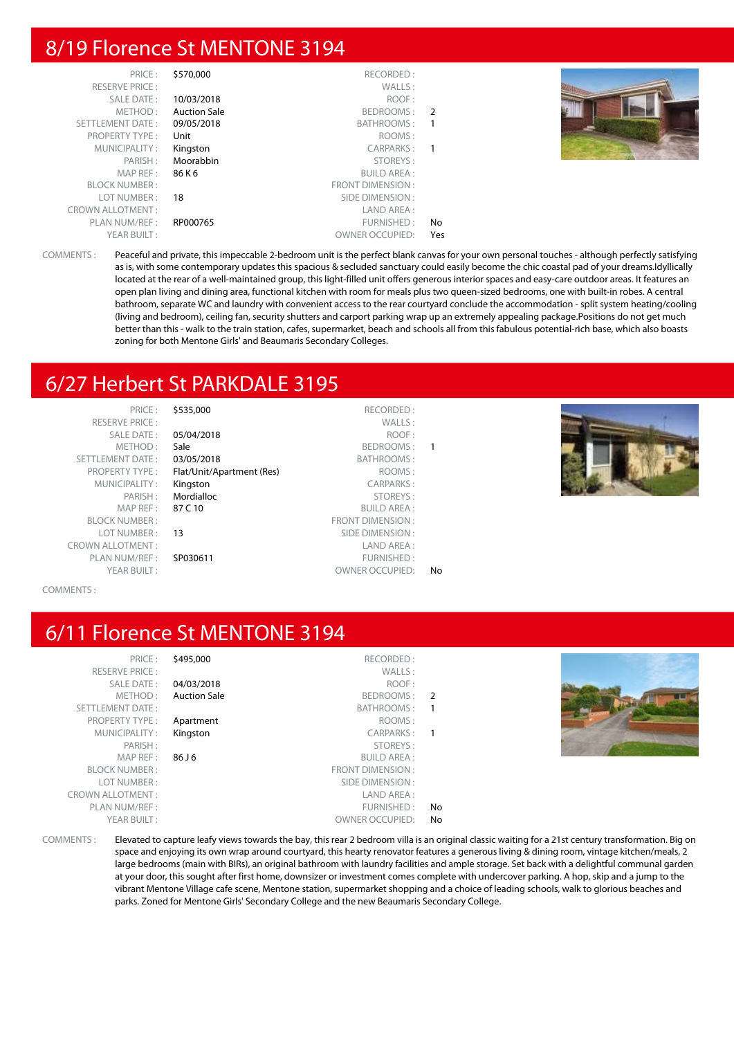## 8/19 Florence St MENTONE 3194

| | | | |
|---|---|---|---|
| PRICE : | $570,000 | RECORDED : | |
| RESERVE PRICE : | | WALLS : | |
| SALE DATE : | 10/03/2018 | ROOF : | |
| METHOD : | Auction Sale | BEDROOMS : | 2 |
| SETTLEMENT DATE : | 09/05/2018 | BATHROOMS : | 1 |
| PROPERTY TYPE : | Unit | ROOMS : | |
| MUNICIPALITY : | Kingston | CARPARKS : | 1 |
| PARISH : | Moorabbin | STOREYS : | |
| MAP REF : | 86 K 6 | BUILD AREA : | |
| BLOCK NUMBER : | | FRONT DIMENSION : | |
| LOT NUMBER : | 18 | SIDE DIMENSION : | |
| CROWN ALLOTMENT : | | LAND AREA : | |
| PLAN NUM/REF : | RP000765 | FURNISHED : | No |
| YEAR BUILT : | | OWNER OCCUPIED: | Yes |

COMMENTS : Peaceful and private, this impeccable 2-bedroom unit is the perfect blank canvas for your own personal touches - although perfectly satisfying as is, with some contemporary updates this spacious & secluded sanctuary could easily become the chic coastal pad of your dreams.Idyllically located at the rear of a well-maintained group, this light-filled unit offers generous interior spaces and easy-care outdoor areas. It features an open plan living and dining area, functional kitchen with room for meals plus two queen-sized bedrooms, one with built-in robes. A central bathroom, separate WC and laundry with convenient access to the rear courtyard conclude the accommodation - split system heating/cooling (living and bedroom), ceiling fan, security shutters and carport parking wrap up an extremely appealing package.Positions do not get much better than this - walk to the train station, cafes, supermarket, beach and schools all from this fabulous potential-rich base, which also boasts zoning for both Mentone Girls' and Beaumaris Secondary Colleges.

## 6/27 Herbert St PARKDALE 3195

| | | | |
|---|---|---|---|
| PRICE : | $535,000 | RECORDED : | |
| RESERVE PRICE : | | WALLS : | |
| SALE DATE : | 05/04/2018 | ROOF : | |
| METHOD : | Sale | BEDROOMS : | 1 |
| SETTLEMENT DATE : | 03/05/2018 | BATHROOMS : | |
| PROPERTY TYPE : | Flat/Unit/Apartment (Res) | ROOMS : | |
| MUNICIPALITY : | Kingston | CARPARKS : | |
| PARISH : | Mordialloc | STOREYS : | |
| MAP REF : | 87 C 10 | BUILD AREA : | |
| BLOCK NUMBER : | | FRONT DIMENSION : | |
| LOT NUMBER : | 13 | SIDE DIMENSION : | |
| CROWN ALLOTMENT : | | LAND AREA : | |
| PLAN NUM/REF : | SP030611 | FURNISHED : | |
| YEAR BUILT : | | OWNER OCCUPIED: | No |

COMMENTS :

## 6/11 Florence St MENTONE 3194

| | | | |
|---|---|---|---|
| PRICE : | $495,000 | RECORDED : | |
| RESERVE PRICE : | | WALLS : | |
| SALE DATE : | 04/03/2018 | ROOF : | |
| METHOD : | Auction Sale | BEDROOMS : | 2 |
| SETTLEMENT DATE : | | BATHROOMS : | 1 |
| PROPERTY TYPE : | Apartment | ROOMS : | |
| MUNICIPALITY : | Kingston | CARPARKS : | 1 |
| PARISH : | | STOREYS : | |
| MAP REF : | 86 J 6 | BUILD AREA : | |
| BLOCK NUMBER : | | FRONT DIMENSION : | |
| LOT NUMBER : | | SIDE DIMENSION : | |
| CROWN ALLOTMENT : | | LAND AREA : | |
| PLAN NUM/REF : | | FURNISHED : | No |
| YEAR BUILT : | | OWNER OCCUPIED: | No |

COMMENTS : Elevated to capture leafy views towards the bay, this rear 2 bedroom villa is an original classic waiting for a 21st century transformation. Big on space and enjoying its own wrap around courtyard, this hearty renovator features a generous living & dining room, vintage kitchen/meals, 2 large bedrooms (main with BIRs), an original bathroom with laundry facilities and ample storage. Set back with a delightful communal garden at your door, this sought after first home, downsizer or investment comes complete with undercover parking. A hop, skip and a jump to the vibrant Mentone Village cafe scene, Mentone station, supermarket shopping and a choice of leading schools, walk to glorious beaches and parks. Zoned for Mentone Girls' Secondary College and the new Beaumaris Secondary College.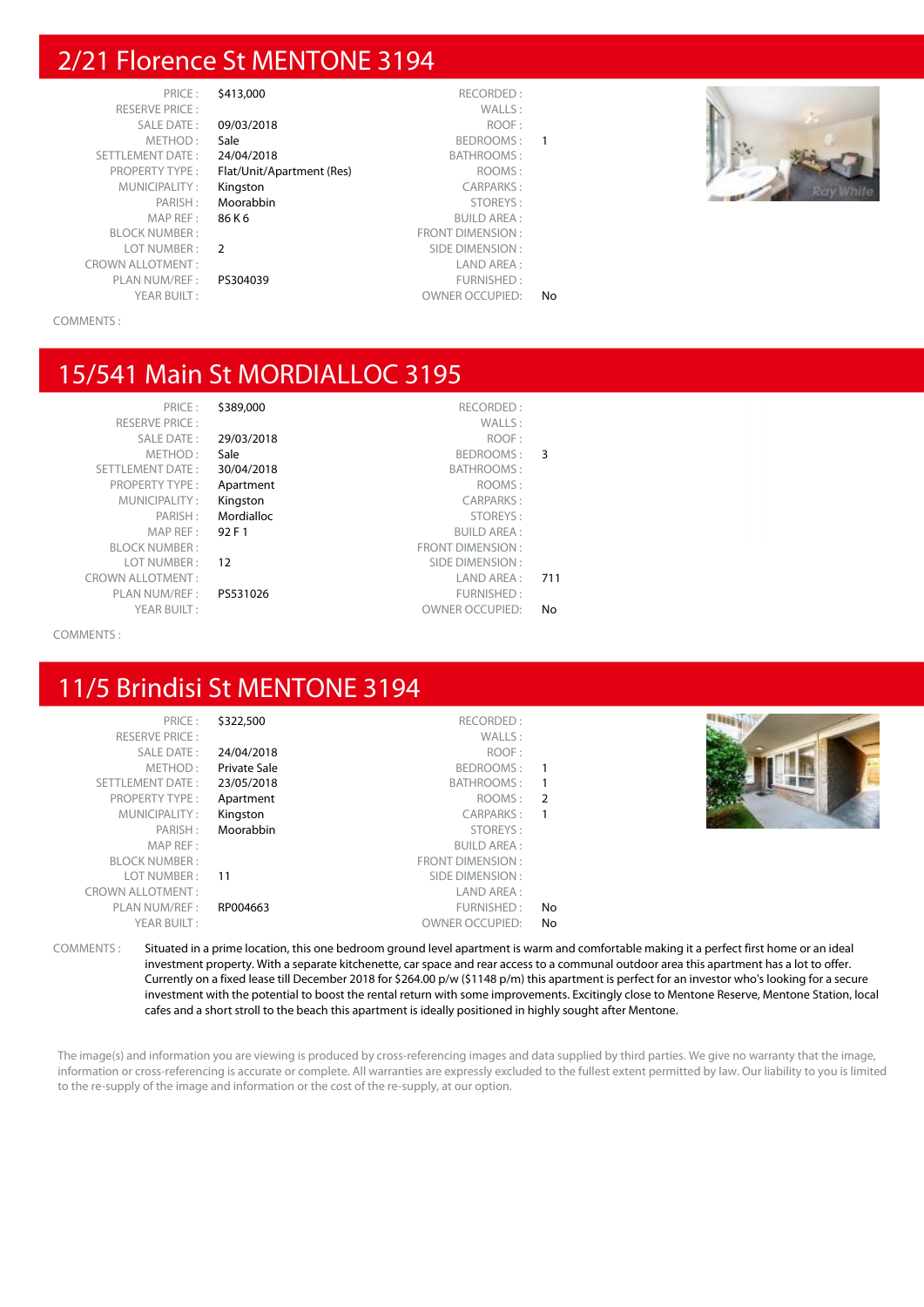## 2/21 Florence St MENTONE 3194

| | | | |
|---|---|---|---|
| PRICE : | $413,000 | RECORDED : | |
| RESERVE PRICE : | | WALLS : | |
| SALE DATE : | 09/03/2018 | ROOF : | |
| METHOD : | Sale | BEDROOMS : | 1 |
| SETTLEMENT DATE : | 24/04/2018 | BATHROOMS : | |
| PROPERTY TYPE : | Flat/Unit/Apartment (Res) | ROOMS : | |
| MUNICIPALITY : | Kingston | CARPARKS : | |
| PARISH : | Moorabbin | STOREYS : | |
| MAP REF : | 86 K 6 | BUILD AREA : | |
| BLOCK NUMBER : | | FRONT DIMENSION : | |
| LOT NUMBER : | 2 | SIDE DIMENSION : | |
| CROWN ALLOTMENT : | | LAND AREA : | |
| PLAN NUM/REF : | PS304039 | FURNISHED : | |
| YEAR BUILT : | | OWNER OCCUPIED: | No |

COMMENTS :

## 15/541 Main St MORDIALLOC 3195

| | | | |
|---|---|---|---|
| PRICE : | $389,000 | RECORDED : | |
| RESERVE PRICE : | | WALLS : | |
| SALE DATE : | 29/03/2018 | ROOF : | |
| METHOD : | Sale | BEDROOMS : | 3 |
| SETTLEMENT DATE : | 30/04/2018 | BATHROOMS : | |
| PROPERTY TYPE : | Apartment | ROOMS : | |
| MUNICIPALITY : | Kingston | CARPARKS : | |
| PARISH : | Mordialloc | STOREYS : | |
| MAP REF : | 92 F 1 | BUILD AREA : | |
| BLOCK NUMBER : | | FRONT DIMENSION : | |
| LOT NUMBER : | 12 | SIDE DIMENSION : | |
| CROWN ALLOTMENT : | | LAND AREA : | 711 |
| PLAN NUM/REF : | PS531026 | FURNISHED : | |
| YEAR BUILT : | | OWNER OCCUPIED: | No |

COMMENTS :

## 11/5 Brindisi St MENTONE 3194

| | | | |
|---|---|---|---|
| PRICE : | $322,500 | RECORDED : | |
| RESERVE PRICE : | | WALLS : | |
| SALE DATE : | 24/04/2018 | ROOF : | |
| METHOD : | Private Sale | BEDROOMS : | 1 |
| SETTLEMENT DATE : | 23/05/2018 | BATHROOMS : | 1 |
| PROPERTY TYPE : | Apartment | ROOMS : | 2 |
| MUNICIPALITY : | Kingston | CARPARKS : | 1 |
| PARISH : | Moorabbin | STOREYS : | |
| MAP REF : | | BUILD AREA : | |
| BLOCK NUMBER : | | FRONT DIMENSION : | |
| LOT NUMBER : | 11 | SIDE DIMENSION : | |
| CROWN ALLOTMENT : | | LAND AREA : | |
| PLAN NUM/REF : | RP004663 | FURNISHED : | No |
| YEAR BUILT : | | OWNER OCCUPIED: | No |

COMMENTS : Situated in a prime location, this one bedroom ground level apartment is warm and comfortable making it a perfect first home or an ideal investment property. With a separate kitchenette, car space and rear access to a communal outdoor area this apartment has a lot to offer. Currently on a fixed lease till December 2018 for $264.00 p/w ($1148 p/m) this apartment is perfect for an investor who's looking for a secure investment with the potential to boost the rental return with some improvements. Excitingly close to Mentone Reserve, Mentone Station, local cafes and a short stroll to the beach this apartment is ideally positioned in highly sought after Mentone.

The image(s) and information you are viewing is produced by cross-referencing images and data supplied by third parties. We give no warranty that the image, information or cross-referencing is accurate or complete. All warranties are expressly excluded to the fullest extent permitted by law. Our liability to you is limited to the re-supply of the image and information or the cost of the re-supply, at our option.